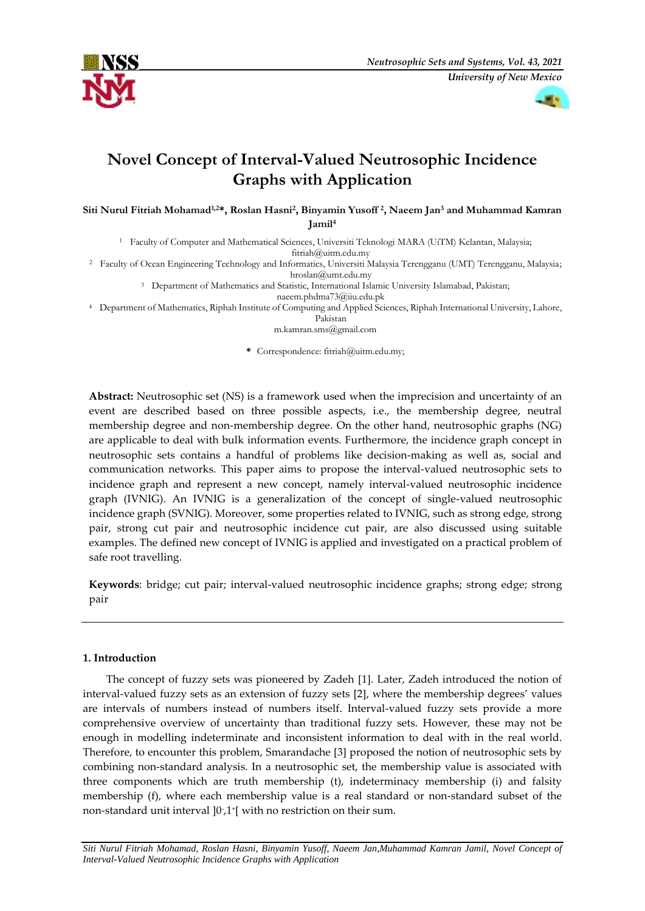# Novel Concept of Interval-Valued Neutrosophic Incidence Graphs with Application

**Siti Nurul Fitriah Mohamad[1,2]*, Roslan Hasni[2], Binyamin Yusoff [2], Naeem Jan[3] and Muhammad Kamran Jamil[4]**

[1] Faculty of Computer and Mathematical Sciences, Universiti Teknologi MARA (UiTM) Kelantan, Malaysia; fitriah@uitm.edu.my

[2] Faculty of Ocean Engineering Technology and Informatics, Universiti Malaysia Terengganu (UMT) Terengganu, Malaysia; hroslan@umt.edu.my

[3] Department of Mathematics and Statistic, International Islamic University Islamabad, Pakistan; naeem.phdma73@iiu.edu.pk

[4] Department of Mathematics, Riphah Institute of Computing and Applied Sciences, Riphah International University, Lahore, Pakistan
m.kamran.sms@gmail.com

\* Correspondence: fitriah@uitm.edu.my;

**Abstract:** Neutrosophic set (NS) is a framework used when the imprecision and uncertainty of an event are described based on three possible aspects, i.e., the membership degree, neutral membership degree and non-membership degree. On the other hand, neutrosophic graphs (NG) are applicable to deal with bulk information events. Furthermore, the incidence graph concept in neutrosophic sets contains a handful of problems like decision-making as well as, social and communication networks. This paper aims to propose the interval-valued neutrosophic sets to incidence graph and represent a new concept, namely interval-valued neutrosophic incidence graph (IVNIG). An IVNIG is a generalization of the concept of single-valued neutrosophic incidence graph (SVNIG). Moreover, some properties related to IVNIG, such as strong edge, strong pair, strong cut pair and neutrosophic incidence cut pair, are also discussed using suitable examples. The defined new concept of IVNIG is applied and investigated on a practical problem of safe root travelling.

**Keywords**: bridge; cut pair; interval-valued neutrosophic incidence graphs; strong edge; strong pair

## 1. Introduction

The concept of fuzzy sets was pioneered by Zadeh [1]. Later, Zadeh introduced the notion of interval-valued fuzzy sets as an extension of fuzzy sets [2], where the membership degrees' values are intervals of numbers instead of numbers itself. Interval-valued fuzzy sets provide a more comprehensive overview of uncertainty than traditional fuzzy sets. However, these may not be enough in modelling indeterminate and inconsistent information to deal with in the real world. Therefore, to encounter this problem, Smarandache [3] proposed the notion of neutrosophic sets by combining non-standard analysis. In a neutrosophic set, the membership value is associated with three components which are truth membership (t), indeterminacy membership (i) and falsity membership (f), where each membership value is a real standard or non-standard subset of the non-standard unit interval $]0^-,1^+[$ with no restriction on their sum.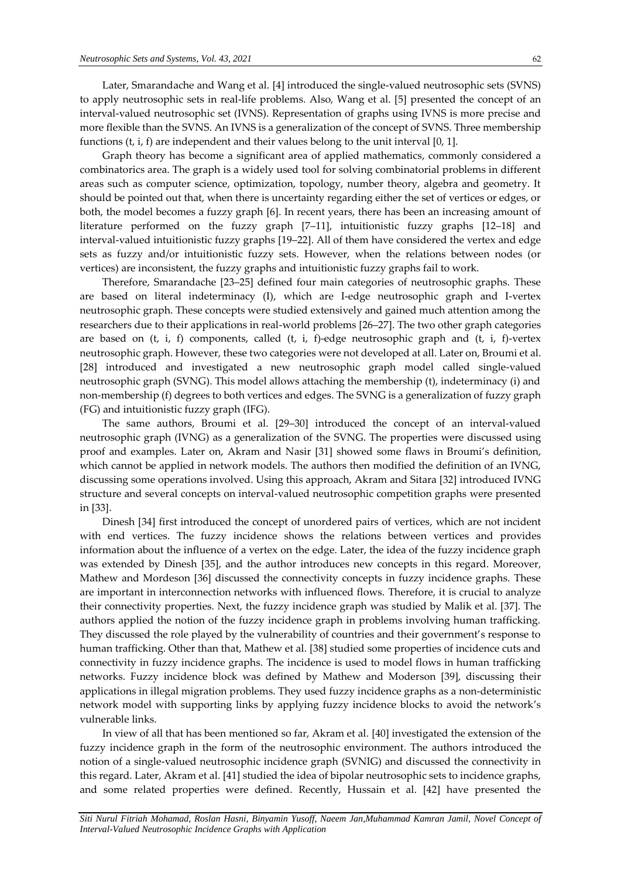Later, Smarandache and Wang et al. [4] introduced the single-valued neutrosophic sets (SVNS) to apply neutrosophic sets in real-life problems. Also, Wang et al. [5] presented the concept of an interval-valued neutrosophic set (IVNS). Representation of graphs using IVNS is more precise and more flexible than the SVNS. An IVNS is a generalization of the concept of SVNS. Three membership functions (t, i, f) are independent and their values belong to the unit interval [0, 1].

Graph theory has become a significant area of applied mathematics, commonly considered a combinatorics area. The graph is a widely used tool for solving combinatorial problems in different areas such as computer science, optimization, topology, number theory, algebra and geometry. It should be pointed out that, when there is uncertainty regarding either the set of vertices or edges, or both, the model becomes a fuzzy graph [6]. In recent years, there has been an increasing amount of literature performed on the fuzzy graph [7–11], intuitionistic fuzzy graphs [12–18] and interval-valued intuitionistic fuzzy graphs [19–22]. All of them have considered the vertex and edge sets as fuzzy and/or intuitionistic fuzzy sets. However, when the relations between nodes (or vertices) are inconsistent, the fuzzy graphs and intuitionistic fuzzy graphs fail to work.

Therefore, Smarandache [23–25] defined four main categories of neutrosophic graphs. These are based on literal indeterminacy (I), which are I-edge neutrosophic graph and I-vertex neutrosophic graph. These concepts were studied extensively and gained much attention among the researchers due to their applications in real-world problems [26–27]. The two other graph categories are based on (t, i, f) components, called (t, i, f)-edge neutrosophic graph and (t, i, f)-vertex neutrosophic graph. However, these two categories were not developed at all. Later on, Broumi et al. [28] introduced and investigated a new neutrosophic graph model called single-valued neutrosophic graph (SVNG). This model allows attaching the membership (t), indeterminacy (i) and non-membership (f) degrees to both vertices and edges. The SVNG is a generalization of fuzzy graph (FG) and intuitionistic fuzzy graph (IFG).

The same authors, Broumi et al. [29–30] introduced the concept of an interval-valued neutrosophic graph (IVNG) as a generalization of the SVNG. The properties were discussed using proof and examples. Later on, Akram and Nasir [31] showed some flaws in Broumi's definition, which cannot be applied in network models. The authors then modified the definition of an IVNG, discussing some operations involved. Using this approach, Akram and Sitara [32] introduced IVNG structure and several concepts on interval-valued neutrosophic competition graphs were presented in [33].

Dinesh [34] first introduced the concept of unordered pairs of vertices, which are not incident with end vertices. The fuzzy incidence shows the relations between vertices and provides information about the influence of a vertex on the edge. Later, the idea of the fuzzy incidence graph was extended by Dinesh [35], and the author introduces new concepts in this regard. Moreover, Mathew and Mordeson [36] discussed the connectivity concepts in fuzzy incidence graphs. These are important in interconnection networks with influenced flows. Therefore, it is crucial to analyze their connectivity properties. Next, the fuzzy incidence graph was studied by Malik et al. [37]. The authors applied the notion of the fuzzy incidence graph in problems involving human trafficking. They discussed the role played by the vulnerability of countries and their government's response to human trafficking. Other than that, Mathew et al. [38] studied some properties of incidence cuts and connectivity in fuzzy incidence graphs. The incidence is used to model flows in human trafficking networks. Fuzzy incidence block was defined by Mathew and Moderson [39], discussing their applications in illegal migration problems. They used fuzzy incidence graphs as a non-deterministic network model with supporting links by applying fuzzy incidence blocks to avoid the network's vulnerable links.

In view of all that has been mentioned so far, Akram et al. [40] investigated the extension of the fuzzy incidence graph in the form of the neutrosophic environment. The authors introduced the notion of a single-valued neutrosophic incidence graph (SVNIG) and discussed the connectivity in this regard. Later, Akram et al. [41] studied the idea of bipolar neutrosophic sets to incidence graphs, and some related properties were defined. Recently, Hussain et al. [42] have presented the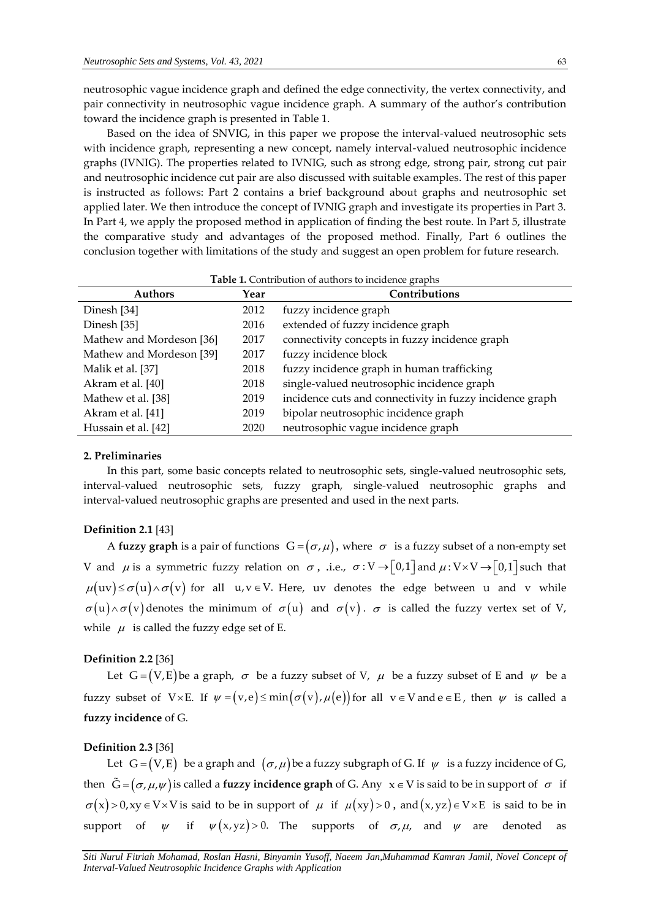neutrosophic vague incidence graph and defined the edge connectivity, the vertex connectivity, and pair connectivity in neutrosophic vague incidence graph. A summary of the author's contribution toward the incidence graph is presented in Table 1.

Based on the idea of SNVIG, in this paper we propose the interval-valued neutrosophic sets with incidence graph, representing a new concept, namely interval-valued neutrosophic incidence graphs (IVNIG). The properties related to IVNIG, such as strong edge, strong pair, strong cut pair and neutrosophic incidence cut pair are also discussed with suitable examples. The rest of this paper is instructed as follows: Part 2 contains a brief background about graphs and neutrosophic set applied later. We then introduce the concept of IVNIG graph and investigate its properties in Part 3. In Part 4, we apply the proposed method in application of finding the best route. In Part 5, illustrate the comparative study and advantages of the proposed method. Finally, Part 6 outlines the conclusion together with limitations of the study and suggest an open problem for future research.

**Table 1.** Contribution of authors to incidence graphs

| Authors | Year | Contributions |
|---|---|---|
| Dinesh [34] | 2012 | fuzzy incidence graph |
| Dinesh [35] | 2016 | extended of fuzzy incidence graph |
| Mathew and Mordeson [36] | 2017 | connectivity concepts in fuzzy incidence graph |
| Mathew and Mordeson [39] | 2017 | fuzzy incidence block |
| Malik et al. [37] | 2018 | fuzzy incidence graph in human trafficking |
| Akram et al. [40] | 2018 | single-valued neutrosophic incidence graph |
| Mathew et al. [38] | 2019 | incidence cuts and connectivity in fuzzy incidence graph |
| Akram et al. [41] | 2019 | bipolar neutrosophic incidence graph |
| Hussain et al. [42] | 2020 | neutrosophic vague incidence graph |

## 2. Preliminaries

In this part, some basic concepts related to neutrosophic sets, single-valued neutrosophic sets, interval-valued neutrosophic sets, fuzzy graph, single-valued neutrosophic graphs and interval-valued neutrosophic graphs are presented and used in the next parts.

**Definition 2.1** [43]

A **fuzzy graph** is a pair of functions $G=(\sigma,\mu)$, where $\sigma$ is a fuzzy subset of a non-empty set V and $\mu$ is a symmetric fuzzy relation on $\sigma$, .i.e., $\sigma:V\to[0,1]$ and $\mu:V\times V\to[0,1]$ such that $\mu(uv)\le\sigma(u)\wedge\sigma(v)$ for all $u,v\in V$. Here, uv denotes the edge between u and v while $\sigma(u)\wedge\sigma(v)$ denotes the minimum of $\sigma(u)$ and $\sigma(v)$. $\sigma$ is called the fuzzy vertex set of V, while $\mu$ is called the fuzzy edge set of E.

**Definition 2.2** [36]

Let $G=(V,E)$ be a graph, $\sigma$ be a fuzzy subset of V, $\mu$ be a fuzzy subset of E and $\psi$ be a fuzzy subset of $V\times E$. If $\psi=(v,e)\le\min(\sigma(v),\mu(e))$ for all $v\in V$ and $e\in E$, then $\psi$ is called a **fuzzy incidence** of G.

**Definition 2.3** [36]

Let $G=(V,E)$ be a graph and $(\sigma,\mu)$ be a fuzzy subgraph of G. If $\psi$ is a fuzzy incidence of G, then $\tilde{G}=(\sigma,\mu,\psi)$ is called a **fuzzy incidence graph** of G. Any $x\in V$ is said to be in support of $\sigma$ if $\sigma(x)>0, xy\in V\times V$ is said to be in support of $\mu$ if $\mu(xy)>0$, and $(x,yz)\in V\times E$ is said to be in support of $\psi$ if $\psi(x,yz)>0.$ The supports of $\sigma,\mu,$ and $\psi$ are denoted as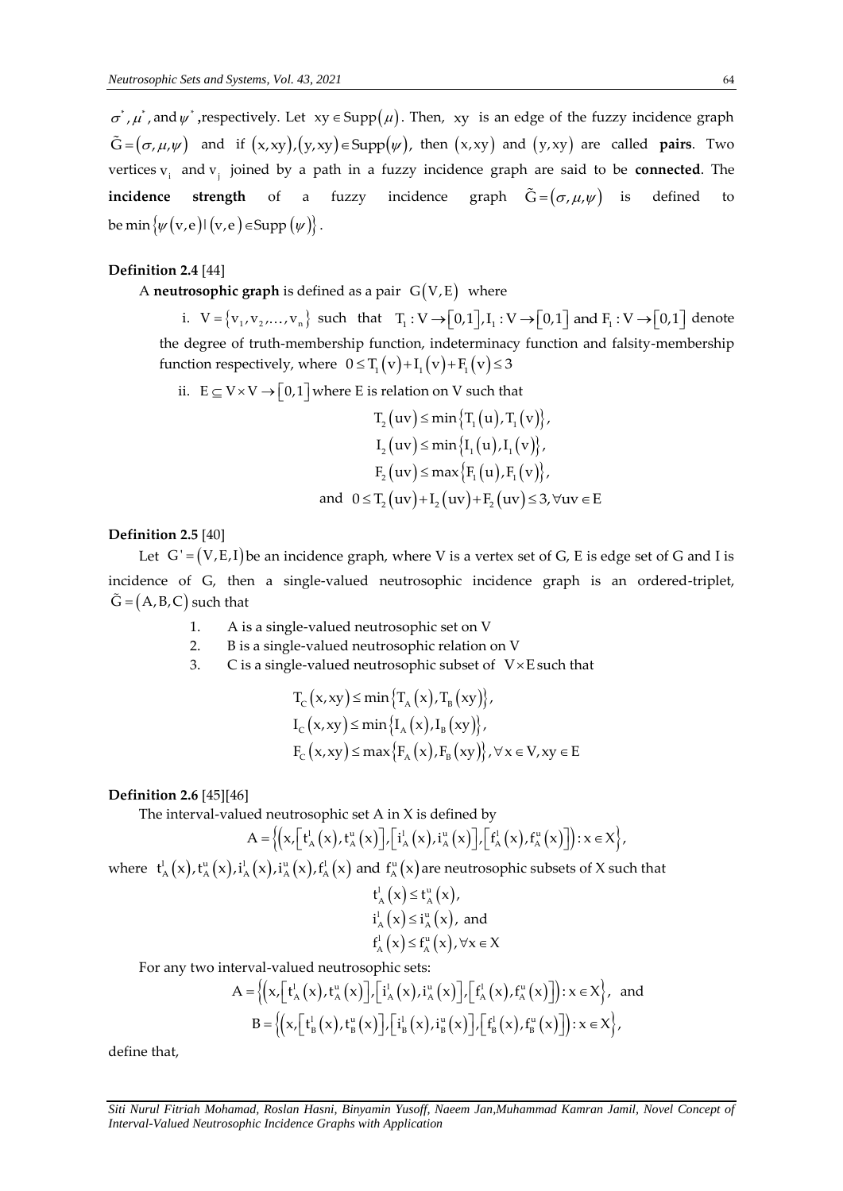$\sigma^*$, $\mu^*$, and $\psi^*$,respectively. Let $xy \in \text{Supp}(\mu)$. Then, $xy$ is an edge of the fuzzy incidence graph $\tilde{G} = (\sigma, \mu, \psi)$ and if $(x, xy), (y, xy) \in \text{Supp}(\psi)$, then $(x, xy)$ and $(y, xy)$ are called **pairs**. Two vertices $v_i$ and $v_j$ joined by a path in a fuzzy incidence graph are said to be **connected**. The **incidence strength** of a fuzzy incidence graph $\tilde{G} = (\sigma, \mu, \psi)$ is defined to be $\min\{\psi(v, e) \mid (v, e) \in \text{Supp}(\psi)\}$.

**Definition 2.4** [44]

A **neutrosophic graph** is defined as a pair $G(V, E)$ where

i. $V = \{v_1, v_2, \ldots, v_n\}$ such that $T_1 : V \to [0,1], I_1 : V \to [0,1]$ and $F_1 : V \to [0,1]$ denote the degree of truth-membership function, indeterminacy function and falsity-membership function respectively, where $0 \le T_1(v) + I_1(v) + F_1(v) \le 3$

ii. $E \subseteq V \times V \to [0,1]$ where E is relation on V such that

$$T_2(uv) \le \min\{T_1(u), T_1(v)\},$$
$$I_2(uv) \le \min\{I_1(u), I_1(v)\},$$
$$F_2(uv) \le \max\{F_1(u), F_1(v)\},$$
$$\text{and } 0 \le T_2(uv) + I_2(uv) + F_2(uv) \le 3, \forall uv \in E$$

**Definition 2.5** [40]

Let $G' = (V, E, I)$ be an incidence graph, where V is a vertex set of G, E is edge set of G and I is incidence of G, then a single-valued neutrosophic incidence graph is an ordered-triplet, $\tilde{G} = (A, B, C)$ such that

1. A is a single-valued neutrosophic set on V
2. B is a single-valued neutrosophic relation on V
3. C is a single-valued neutrosophic subset of $V \times E$ such that

$$T_C(x, xy) \le \min\{T_A(x), T_B(xy)\},$$
$$I_C(x, xy) \le \min\{I_A(x), I_B(xy)\},$$
$$F_C(x, xy) \le \max\{F_A(x), F_B(xy)\}, \forall x \in V, xy \in E$$

**Definition 2.6** [45][46]

The interval-valued neutrosophic set A in X is defined by

$$A = \left\{\left(x, \left[t_A^l(x), t_A^u(x)\right], \left[i_A^l(x), i_A^u(x)\right], \left[f_A^l(x), f_A^u(x)\right]\right) : x \in X\right\},$$

where $t_A^l(x), t_A^u(x), i_A^l(x), i_A^u(x), f_A^l(x)$ and $f_A^u(x)$ are neutrosophic subsets of X such that

$$t_A^l(x) \le t_A^u(x),$$
$$i_A^l(x) \le i_A^u(x), \text{ and}$$
$$f_A^l(x) \le f_A^u(x), \forall x \in X$$

For any two interval-valued neutrosophic sets:

$$A = \left\{\left(x, \left[t_A^l(x), t_A^u(x)\right], \left[i_A^l(x), i_A^u(x)\right], \left[f_A^l(x), f_A^u(x)\right]\right) : x \in X\right\}, \text{ and}$$
$$B = \left\{\left(x, \left[t_B^l(x), t_B^u(x)\right], \left[i_B^l(x), i_B^u(x)\right], \left[f_B^l(x), f_B^u(x)\right]\right) : x \in X\right\},$$

define that,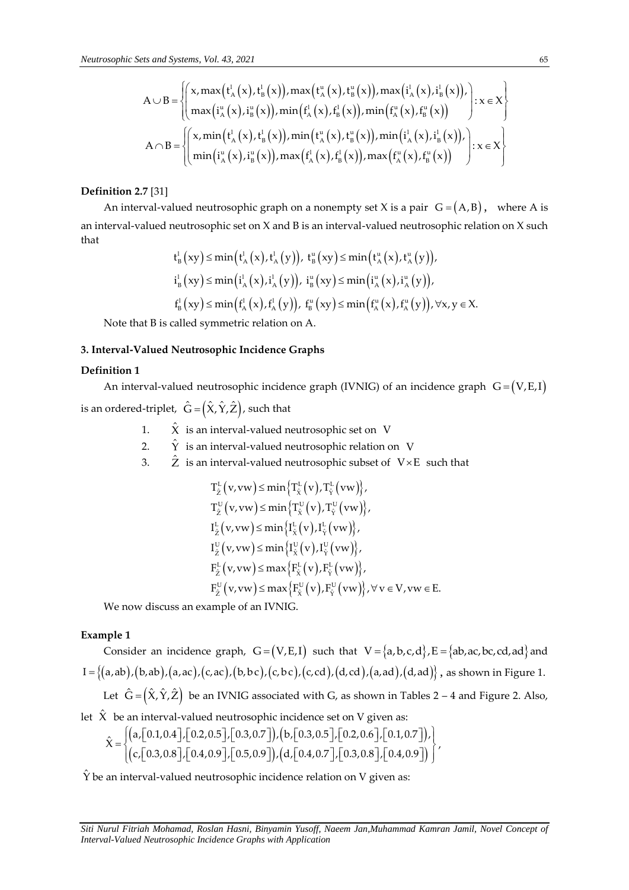$$A \cup B = \left\{ \begin{pmatrix} x, \max\left(t_A^l(x), t_B^l(x)\right), \max\left(t_A^u(x), t_B^u(x)\right), \max\left(i_A^l(x), i_B^l(x)\right), \\ \max\left(i_A^u(x), i_B^u(x)\right), \min\left(f_A^l(x), f_B^l(x)\right), \min\left(f_A^u(x), f_B^u(x)\right) \end{pmatrix} : x \in X \right\}$$

$$A \cap B = \left\{ \begin{pmatrix} x, \min\left(t_A^l(x), t_B^l(x)\right), \min\left(t_A^u(x), t_B^u(x)\right), \min\left(i_A^l(x), i_B^l(x)\right), \\ \min\left(i_A^u(x), i_B^u(x)\right), \max\left(f_A^l(x), f_B^l(x)\right), \max\left(f_A^u(x), f_B^u(x)\right) \end{pmatrix} : x \in X \right\}$$

**Definition 2.7** [31]

An interval-valued neutrosophic graph on a nonempty set X is a pair $G = (A, B)$, where A is an interval-valued neutrosophic set on X and B is an interval-valued neutrosophic relation on X such that

$$t_B^l(xy) \le \min\left(t_A^l(x), t_A^l(y)\right),\ t_B^u(xy) \le \min\left(t_A^u(x), t_A^u(y)\right),$$
$$i_B^l(xy) \le \min\left(i_A^l(x), i_A^l(y)\right),\ i_B^u(xy) \le \min\left(i_A^u(x), i_A^u(y)\right),$$
$$f_B^l(xy) \le \min\left(f_A^l(x), f_A^l(y)\right),\ f_B^u(xy) \le \min\left(f_A^u(x), f_A^u(y)\right), \forall x, y \in X.$$

Note that B is called symmetric relation on A.

### 3. Interval-Valued Neutrosophic Incidence Graphs

**Definition 1**

An interval-valued neutrosophic incidence graph (IVNIG) of an incidence graph $G = (V, E, I)$ is an ordered-triplet, $\hat{G} = (\hat{X}, \hat{Y}, \hat{Z})$, such that

1. $\hat{X}$ is an interval-valued neutrosophic set on V
2. $\hat{Y}$ is an interval-valued neutrosophic relation on V
3. $\hat{Z}$ is an interval-valued neutrosophic subset of $V \times E$ such that

$$T_{\hat{Z}}^L(v, vw) \le \min\left\{T_{\hat{X}}^L(v), T_{\hat{Y}}^L(vw)\right\},$$
$$T_{\hat{Z}}^U(v, vw) \le \min\left\{T_{\hat{X}}^U(v), T_{\hat{Y}}^U(vw)\right\},$$
$$I_{\hat{Z}}^L(v, vw) \le \min\left\{I_{\hat{X}}^L(v), I_{\hat{Y}}^L(vw)\right\},$$
$$I_{\hat{Z}}^U(v, vw) \le \min\left\{I_{\hat{X}}^U(v), I_{\hat{Y}}^U(vw)\right\},$$
$$F_{\hat{Z}}^L(v, vw) \le \max\left\{F_{\hat{X}}^L(v), F_{\hat{Y}}^L(vw)\right\},$$
$$F_{\hat{Z}}^U(v, vw) \le \max\left\{F_{\hat{X}}^U(v), F_{\hat{Y}}^U(vw)\right\}, \forall v \in V, vw \in E.$$

We now discuss an example of an IVNIG.

**Example 1**

Consider an incidence graph, $G = (V, E, I)$ such that $V = \{a, b, c, d\}, E = \{ab, ac, bc, cd, ad\}$ and $I = \{(a, ab), (b, ab), (a, ac), (c, ac), (b, bc), (c, bc), (c, cd), (d, cd), (a, ad), (d, ad)\}$, as shown in Figure 1.

Let $\hat{G} = (\hat{X}, \hat{Y}, \hat{Z})$ be an IVNIG associated with G, as shown in Tables 2 – 4 and Figure 2. Also, let $\hat{X}$ be an interval-valued neutrosophic incidence set on V given as:

$$\hat{X} = \left\{ \begin{matrix} (a, [0.1, 0.4], [0.2, 0.5], [0.3, 0.7]), (b, [0.3, 0.5], [0.2, 0.6], [0.1, 0.7]), \\ (c, [0.3, 0.8], [0.4, 0.9], [0.5, 0.9]), (d, [0.4, 0.7], [0.3, 0.8], [0.4, 0.9]) \end{matrix} \right\},$$

$\hat{Y}$ be an interval-valued neutrosophic incidence relation on V given as: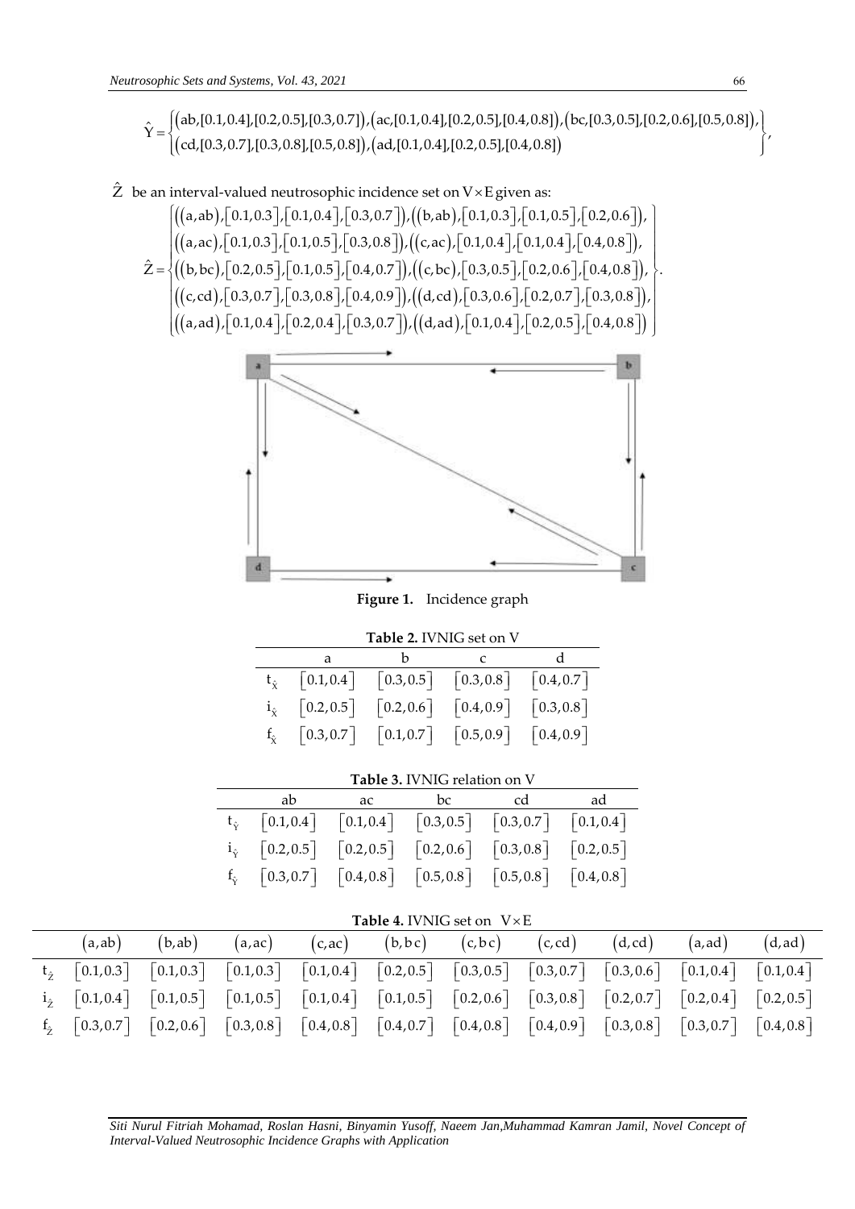$$\hat{Y} = \left\{ \begin{array}{l} (ab,[0.1,0.4],[0.2,0.5],[0.3,0.7]),(ac,[0.1,0.4],[0.2,0.5],[0.4,0.8]),(bc,[0.3,0.5],[0.2,0.6],[0.5,0.8]), \\ (cd,[0.3,0.7],[0.3,0.8],[0.5,0.8]),(ad,[0.1,0.4],[0.2,0.5],[0.4,0.8]) \end{array} \right\},$$

$\hat{Z}$ be an interval-valued neutrosophic incidence set on $V \times E$ given as:

$$\hat{Z} = \left\{ \begin{array}{l} ((a,ab),[0.1,0.3],[0.1,0.4],[0.3,0.7]),((b,ab),[0.1,0.3],[0.1,0.5],[0.2,0.6]), \\ ((a,ac),[0.1,0.3],[0.1,0.5],[0.3,0.8]),((c,ac),[0.1,0.4],[0.1,0.4],[0.4,0.8]), \\ ((b,bc),[0.2,0.5],[0.1,0.5],[0.4,0.7]),((c,bc),[0.3,0.5],[0.2,0.6],[0.4,0.8]), \\ ((c,cd),[0.3,0.7],[0.3,0.8],[0.4,0.9]),((d,cd),[0.3,0.6],[0.2,0.7],[0.3,0.8]), \\ ((a,ad),[0.1,0.4],[0.2,0.4],[0.3,0.7]),((d,ad),[0.1,0.4],[0.2,0.5],[0.4,0.8]) \end{array} \right\}.$$

**Figure 1.** Incidence graph

**Table 2.** IVNIG set on V

| | a | b | c | d |
|---|---|---|---|---|
| $t_{\hat{X}}$ | $[0.1,0.4]$ | $[0.3,0.5]$ | $[0.3,0.8]$ | $[0.4,0.7]$ |
| $i_{\hat{X}}$ | $[0.2,0.5]$ | $[0.2,0.6]$ | $[0.4,0.9]$ | $[0.3,0.8]$ |
| $f_{\hat{X}}$ | $[0.3,0.7]$ | $[0.1,0.7]$ | $[0.5,0.9]$ | $[0.4,0.9]$ |

**Table 3.** IVNIG relation on V

| | ab | ac | bc | cd | ad |
|---|---|---|---|---|---|
| $t_{\hat{Y}}$ | $[0.1,0.4]$ | $[0.1,0.4]$ | $[0.3,0.5]$ | $[0.3,0.7]$ | $[0.1,0.4]$ |
| $i_{\hat{Y}}$ | $[0.2,0.5]$ | $[0.2,0.5]$ | $[0.2,0.6]$ | $[0.3,0.8]$ | $[0.2,0.5]$ |
| $f_{\hat{Y}}$ | $[0.3,0.7]$ | $[0.4,0.8]$ | $[0.5,0.8]$ | $[0.5,0.8]$ | $[0.4,0.8]$ |

**Table 4.** IVNIG set on $V \times E$

| | $(a,ab)$ | $(b,ab)$ | $(a,ac)$ | $(c,ac)$ | $(b,bc)$ | $(c,bc)$ | $(c,cd)$ | $(d,cd)$ | $(a,ad)$ | $(d,ad)$ |
|---|---|---|---|---|---|---|---|---|---|---|
| $t_{\hat{Z}}$ | $[0.1,0.3]$ | $[0.1,0.3]$ | $[0.1,0.3]$ | $[0.1,0.4]$ | $[0.2,0.5]$ | $[0.3,0.5]$ | $[0.3,0.7]$ | $[0.3,0.6]$ | $[0.1,0.4]$ | $[0.1,0.4]$ |
| $i_{\hat{Z}}$ | $[0.1,0.4]$ | $[0.1,0.5]$ | $[0.1,0.5]$ | $[0.1,0.4]$ | $[0.1,0.5]$ | $[0.2,0.6]$ | $[0.3,0.8]$ | $[0.2,0.7]$ | $[0.2,0.4]$ | $[0.2,0.5]$ |
| $f_{\hat{Z}}$ | $[0.3,0.7]$ | $[0.2,0.6]$ | $[0.3,0.8]$ | $[0.4,0.8]$ | $[0.4,0.7]$ | $[0.4,0.8]$ | $[0.4,0.9]$ | $[0.3,0.8]$ | $[0.3,0.7]$ | $[0.4,0.8]$ |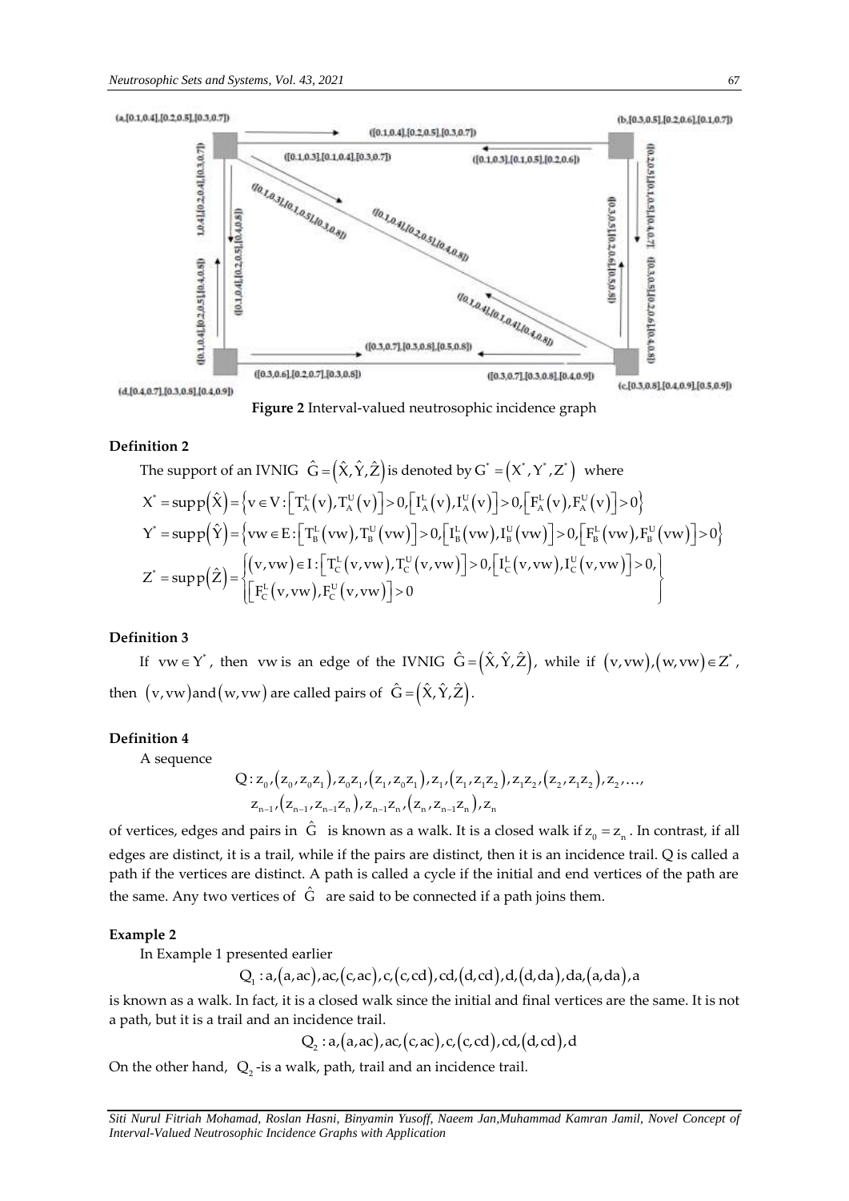**Figure 2** Interval-valued neutrosophic incidence graph

**Definition 2**

The support of an IVNIG $\hat{G} = (\hat{X}, \hat{Y}, \hat{Z})$ is denoted by $G^* = (X^*, Y^*, Z^*)$ where

$$X^* = \text{supp}(\hat{X}) = \{v \in V : [T_A^L(v), T_A^U(v)] > 0, [I_A^L(v), I_A^U(v)] > 0, [F_A^L(v), F_A^U(v)] > 0\}$$

$$Y^* = \text{supp}(\hat{Y}) = \{vw \in E : [T_B^L(vw), T_B^U(vw)] > 0, [I_B^L(vw), I_B^U(vw)] > 0, [F_B^L(vw), F_B^U(vw)] > 0\}$$

$$Z^* = \text{supp}(\hat{Z}) = \left\{ \begin{array}{l} (v, vw) \in I : [T_C^L(v, vw), T_C^U(v, vw)] > 0, [I_C^L(v, vw), I_C^U(v, vw)] > 0, \\ [F_C^L(v, vw), F_C^U(v, vw)] > 0 \end{array} \right\}$$

**Definition 3**

If $vw \in Y^*$, then $vw$ is an edge of the IVNIG $\hat{G} = (\hat{X}, \hat{Y}, \hat{Z})$, while if $(v, vw), (w, vw) \in Z^*$, then $(v, vw)$ and $(w, vw)$ are called pairs of $\hat{G} = (\hat{X}, \hat{Y}, \hat{Z})$.

**Definition 4**

A sequence

$$Q : z_0, (z_0, z_0z_1), z_0z_1, (z_1, z_0z_1), z_1, (z_1, z_1z_2), z_1z_2, (z_2, z_1z_2), z_2, \ldots,$$
$$z_{n-1}, (z_{n-1}, z_{n-1}z_n), z_{n-1}z_n, (z_n, z_{n-1}z_n), z_n$$

of vertices, edges and pairs in $\hat{G}$ is known as a walk. It is a closed walk if $z_0 = z_n$. In contrast, if all edges are distinct, it is a trail, while if the pairs are distinct, then it is an incidence trail. Q is called a path if the vertices are distinct. A path is called a cycle if the initial and end vertices of the path are the same. Any two vertices of $\hat{G}$ are said to be connected if a path joins them.

**Example 2**

In Example 1 presented earlier

$$Q_1 : a, (a, ac), ac, (c, ac), c, (c, cd), cd, (d, cd), d, (d, da), da, (a, da), a$$

is known as a walk. In fact, it is a closed walk since the initial and final vertices are the same. It is not a path, but it is a trail and an incidence trail.

$$Q_2 : a, (a, ac), ac, (c, ac), c, (c, cd), cd, (d, cd), d$$

On the other hand, $Q_2$ -is a walk, path, trail and an incidence trail.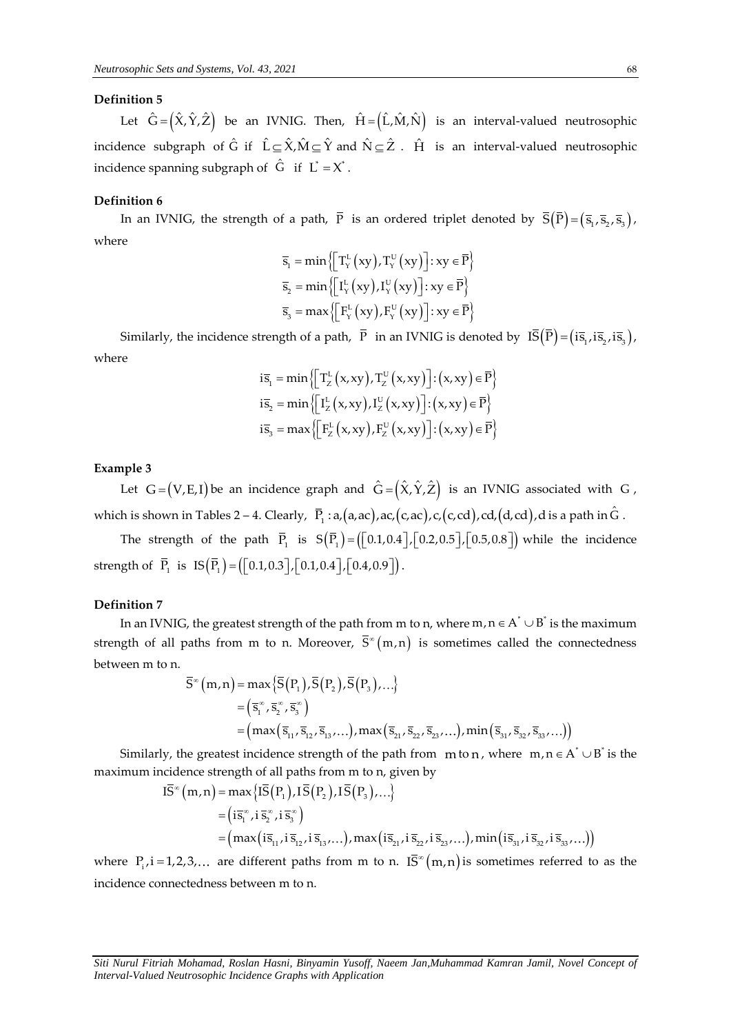**Definition 5**

Let $\hat{G}=\left(\hat{X},\hat{Y},\hat{Z}\right)$ be an IVNIG. Then, $\hat{H}=\left(\hat{L},\hat{M},\hat{N}\right)$ is an interval-valued neutrosophic incidence subgraph of $\hat{G}$ if $\hat{L}\subseteq\hat{X},\hat{M}\subseteq\hat{Y}$ and $\hat{N}\subseteq\hat{Z}$. $\hat{H}$ is an interval-valued neutrosophic incidence spanning subgraph of $\hat{G}$ if $L^{*}=X^{*}$.

**Definition 6**

In an IVNIG, the strength of a path, $\overline{P}$ is an ordered triplet denoted by $\overline{S}\left(\overline{P}\right)=\left(\overline{s}_1,\overline{s}_2,\overline{s}_3\right)$, where

$$\overline{s}_1=\min\left\{\left[T_Y^L\left(xy\right),T_Y^U\left(xy\right)\right]:xy\in\overline{P}\right\}$$
$$\overline{s}_2=\min\left\{\left[I_Y^L\left(xy\right),I_Y^U\left(xy\right)\right]:xy\in\overline{P}\right\}$$
$$\overline{s}_3=\max\left\{\left[F_Y^L\left(xy\right),F_Y^U\left(xy\right)\right]:xy\in\overline{P}\right\}$$

Similarly, the incidence strength of a path, $\overline{P}$ in an IVNIG is denoted by $I\overline{S}\left(\overline{P}\right)=\left(i\overline{s}_1,i\overline{s}_2,i\overline{s}_3\right)$, where

$$i\overline{s}_1=\min\left\{\left[T_Z^L\left(x,xy\right),T_Z^U\left(x,xy\right)\right]:\left(x,xy\right)\in\overline{P}\right\}$$
$$i\overline{s}_2=\min\left\{\left[I_Z^L\left(x,xy\right),I_Z^U\left(x,xy\right)\right]:\left(x,xy\right)\in\overline{P}\right\}$$
$$i\overline{s}_3=\max\left\{\left[F_Z^L\left(x,xy\right),F_Z^U\left(x,xy\right)\right]:\left(x,xy\right)\in\overline{P}\right\}$$

**Example 3**

Let $G=\left(V,E,I\right)$ be an incidence graph and $\hat{G}=\left(\hat{X},\hat{Y},\hat{Z}\right)$ is an IVNIG associated with $G$, which is shown in Tables 2 – 4. Clearly, $\overline{P}_1:a,\left(a,ac\right),ac,\left(c,ac\right),c,\left(c,cd\right),cd,\left(d,cd\right),d$ is a path in $\hat{G}$.

The strength of the path $\overline{P}_1$ is $S\left(\overline{P}_1\right)=\left(\left[0.1,0.4\right],\left[0.2,0.5\right],\left[0.5,0.8\right]\right)$ while the incidence strength of $\overline{P}_1$ is $IS\left(\overline{P}_1\right)=\left(\left[0.1,0.3\right],\left[0.1,0.4\right],\left[0.4,0.9\right]\right)$.

**Definition 7**

In an IVNIG, the greatest strength of the path from m to n, where $m,n\in A^{*}\cup B^{*}$ is the maximum strength of all paths from m to n. Moreover, $\overline{S}^{\infty}\left(m,n\right)$ is sometimes called the connectedness between m to n.

$$\begin{aligned}\overline{S}^{\infty}\left(m,n\right)&=\max\left\{\overline{S}\left(P_1\right),\overline{S}\left(P_2\right),\overline{S}\left(P_3\right),\ldots\right\}\\&=\left(\overline{s}_1^{\infty},\overline{s}_2^{\infty},\overline{s}_3^{\infty}\right)\\&=\left(\max\left(\overline{s}_{11},\overline{s}_{12},\overline{s}_{13},\ldots\right),\max\left(\overline{s}_{21},\overline{s}_{22},\overline{s}_{23},\ldots\right),\min\left(\overline{s}_{31},\overline{s}_{32},\overline{s}_{33},\ldots\right)\right)\end{aligned}$$

Similarly, the greatest incidence strength of the path from $m$ to $n$, where $m,n\in A^{*}\cup B^{*}$ is the maximum incidence strength of all paths from m to n, given by

$$\begin{aligned}I\overline{S}^{\infty}\left(m,n\right)&=\max\left\{I\overline{S}\left(P_1\right),I\overline{S}\left(P_2\right),I\overline{S}\left(P_3\right),\ldots\right\}\\&=\left(i\overline{s}_1^{\infty},i\overline{s}_2^{\infty},i\overline{s}_3^{\infty}\right)\\&=\left(\max\left(i\overline{s}_{11},i\overline{s}_{12},i\overline{s}_{13},\ldots\right),\max\left(i\overline{s}_{21},i\overline{s}_{22},i\overline{s}_{23},\ldots\right),\min\left(i\overline{s}_{31},i\overline{s}_{32},i\overline{s}_{33},\ldots\right)\right)\end{aligned}$$

where $P_i,i=1,2,3,\ldots$ are different paths from m to n. $I\overline{S}^{\infty}\left(m,n\right)$ is sometimes referred to as the incidence connectedness between m to n.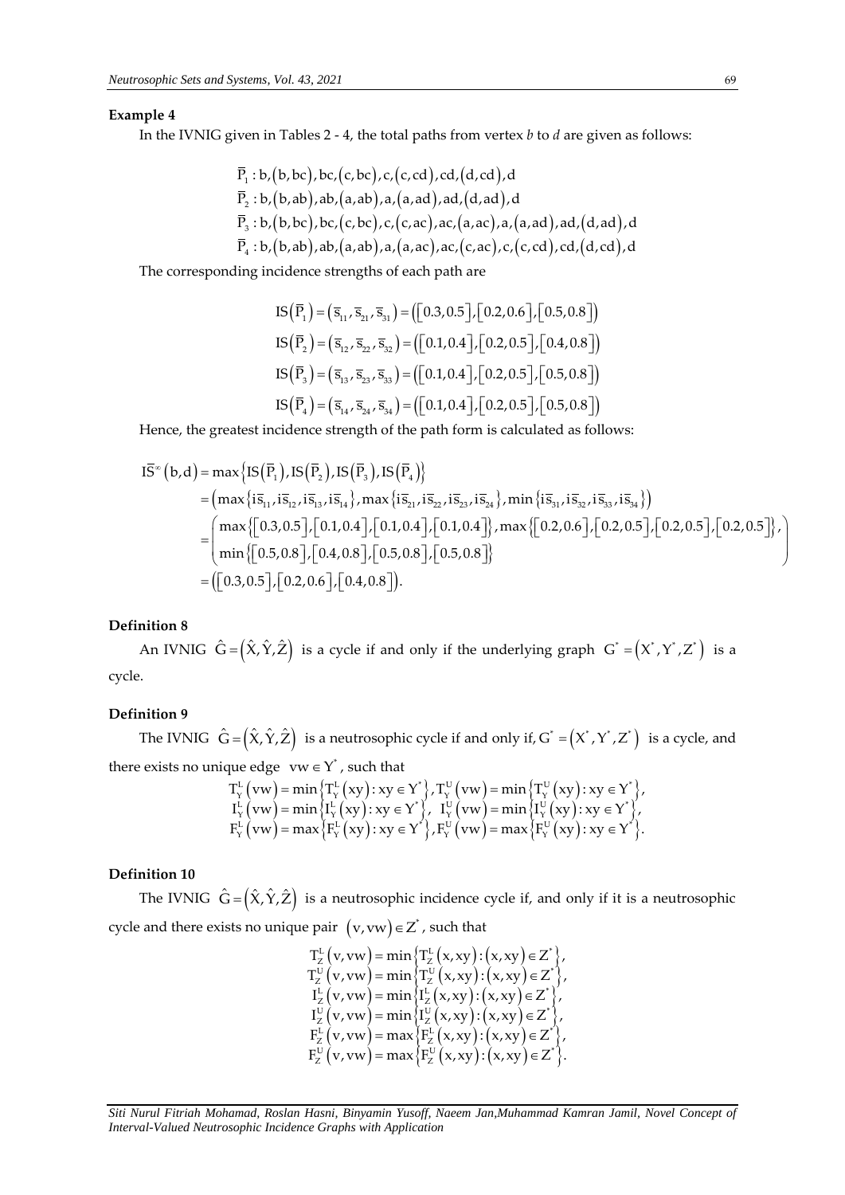### Example 4

In the IVNIG given in Tables 2 - 4, the total paths from vertex $b$ to $d$ are given as follows:

$$\overline{P}_1 : b,(b,bc),bc,(c,bc),c,(c,cd),cd,(d,cd),d$$
$$\overline{P}_2 : b,(b,ab),ab,(a,ab),a,(a,ad),ad,(d,ad),d$$
$$\overline{P}_3 : b,(b,bc),bc,(c,bc),c,(c,ac),ac,(a,ac),a,(a,ad),ad,(d,ad),d$$
$$\overline{P}_4 : b,(b,ab),ab,(a,ab),a,(a,ac),ac,(c,ac),c,(c,cd),cd,(d,cd),d$$

The corresponding incidence strengths of each path are

$$\mathrm{IS}(\overline{P}_1) = (\overline{s}_{11}, \overline{s}_{21}, \overline{s}_{31}) = ([0.3,0.5],[0.2,0.6],[0.5,0.8])$$
$$\mathrm{IS}(\overline{P}_2) = (\overline{s}_{12}, \overline{s}_{22}, \overline{s}_{32}) = ([0.1,0.4],[0.2,0.5],[0.4,0.8])$$
$$\mathrm{IS}(\overline{P}_3) = (\overline{s}_{13}, \overline{s}_{23}, \overline{s}_{33}) = ([0.1,0.4],[0.2,0.5],[0.5,0.8])$$
$$\mathrm{IS}(\overline{P}_4) = (\overline{s}_{14}, \overline{s}_{24}, \overline{s}_{34}) = ([0.1,0.4],[0.2,0.5],[0.5,0.8])$$

Hence, the greatest incidence strength of the path form is calculated as follows:

$$\begin{aligned}
\mathrm{I}\overline{S}^{\infty}(b,d) &= \max\left\{\mathrm{IS}(\overline{P}_1), \mathrm{IS}(\overline{P}_2), \mathrm{IS}(\overline{P}_3), \mathrm{IS}(\overline{P}_4)\right\} \\
&= \left(\max\left\{i\overline{s}_{11}, i\overline{s}_{12}, i\overline{s}_{13}, i\overline{s}_{14}\right\}, \max\left\{i\overline{s}_{21}, i\overline{s}_{22}, i\overline{s}_{23}, i\overline{s}_{24}\right\}, \min\left\{i\overline{s}_{31}, i\overline{s}_{32}, i\overline{s}_{33}, i\overline{s}_{34}\right\}\right) \\
&= \begin{pmatrix} \max\left\{[0.3,0.5],[0.1,0.4],[0.1,0.4],[0.1,0.4]\right\}, \max\left\{[0.2,0.6],[0.2,0.5],[0.2,0.5],[0.2,0.5]\right\}, \\ \min\left\{[0.5,0.8],[0.4,0.8],[0.5,0.8],[0.5,0.8]\right\} \end{pmatrix} \\
&= ([0.3,0.5],[0.2,0.6],[0.4,0.8]).
\end{aligned}$$

### Definition 8

An IVNIG $\hat{G} = (\hat{X}, \hat{Y}, \hat{Z})$ is a cycle if and only if the underlying graph $G^* = (X^*, Y^*, Z^*)$ is a cycle.

### Definition 9

The IVNIG $\hat{G} = (\hat{X}, \hat{Y}, \hat{Z})$ is a neutrosophic cycle if and only if, $G^* = (X^*, Y^*, Z^*)$ is a cycle, and there exists no unique edge $vw \in Y^*$, such that

$$\begin{aligned}
T_Y^L(vw) &= \min\left\{T_Y^L(xy) : xy \in Y^*\right\}, T_Y^U(vw) = \min\left\{T_Y^U(xy) : xy \in Y^*\right\}, \\
I_Y^L(vw) &= \min\left\{I_Y^L(xy) : xy \in Y^*\right\}, \; I_Y^U(vw) = \min\left\{I_Y^U(xy) : xy \in Y^*\right\}, \\
F_Y^L(vw) &= \max\left\{F_Y^L(xy) : xy \in Y^*\right\}, F_Y^U(vw) = \max\left\{F_Y^U(xy) : xy \in Y^*\right\}.
\end{aligned}$$

### Definition 10

The IVNIG $\hat{G} = (\hat{X}, \hat{Y}, \hat{Z})$ is a neutrosophic incidence cycle if, and only if it is a neutrosophic cycle and there exists no unique pair $(v, vw) \in Z^*$, such that

$$\begin{aligned}
T_Z^L(v,vw) &= \min\left\{T_Z^L(x,xy) : (x,xy) \in Z^*\right\}, \\
T_Z^U(v,vw) &= \min\left\{T_Z^U(x,xy) : (x,xy) \in Z^*\right\}, \\
I_Z^L(v,vw) &= \min\left\{I_Z^L(x,xy) : (x,xy) \in Z^*\right\}, \\
I_Z^U(v,vw) &= \min\left\{I_Z^U(x,xy) : (x,xy) \in Z^*\right\}, \\
F_Z^L(v,vw) &= \max\left\{F_Z^L(x,xy) : (x,xy) \in Z^*\right\}, \\
F_Z^U(v,vw) &= \max\left\{F_Z^U(x,xy) : (x,xy) \in Z^*\right\}.
\end{aligned}$$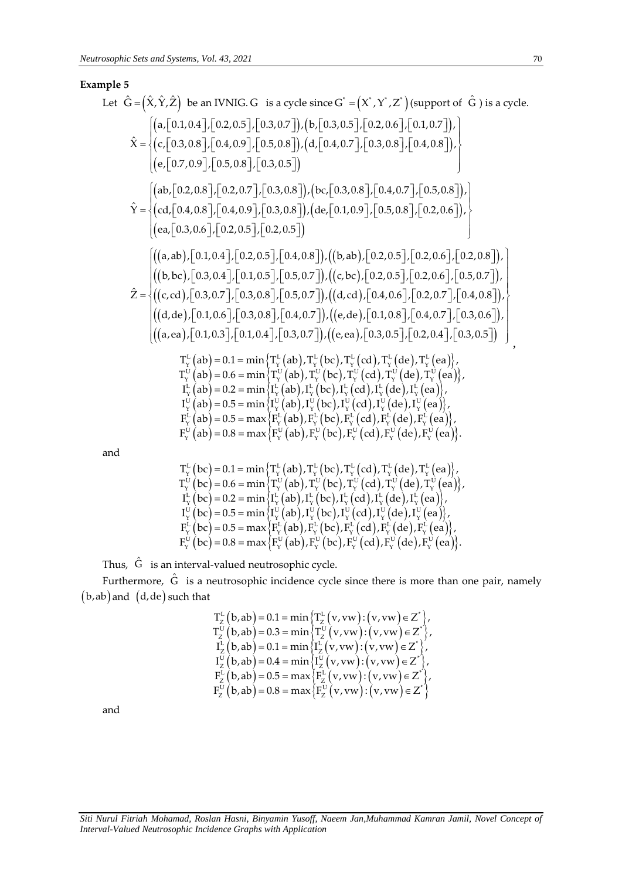**Example 5**

Let $\hat{G} = (\hat{X}, \hat{Y}, \hat{Z})$ be an IVNIG. G is a cycle since $G^* = (X^*, Y^*, Z^*)$ (support of $\hat{G}$) is a cycle.

$$\hat{X} = \left\{ \begin{array}{l} (a,[0.1,0.4],[0.2,0.5],[0.3,0.7]),(b,[0.3,0.5],[0.2,0.6],[0.1,0.7]), \\ (c,[0.3,0.8],[0.4,0.9],[0.5,0.8]),(d,[0.4,0.7],[0.3,0.8],[0.4,0.8]), \\ (e,[0.7,0.9],[0.5,0.8],[0.3,0.5]) \end{array} \right\}$$

$$\hat{Y} = \left\{ \begin{array}{l} (ab,[0.2,0.8],[0.2,0.7],[0.3,0.8]),(bc,[0.3,0.8],[0.4,0.7],[0.5,0.8]), \\ (cd,[0.4,0.8],[0.4,0.9],[0.3,0.8]),(de,[0.1,0.9],[0.5,0.8],[0.2,0.6]), \\ (ea,[0.3,0.6],[0.2,0.5],[0.2,0.5]) \end{array} \right\}$$

$$\hat{Z} = \left\{ \begin{array}{l} ((a,ab),[0.1,0.4],[0.2,0.5],[0.4,0.8]),((b,ab),[0.2,0.5],[0.2,0.6],[0.2,0.8]), \\ ((b,bc),[0.3,0.4],[0.1,0.5],[0.5,0.7]),((c,bc),[0.2,0.5],[0.2,0.6],[0.5,0.7]), \\ ((c,cd),[0.3,0.7],[0.3,0.8],[0.5,0.7]),((d,cd),[0.4,0.6],[0.2,0.7],[0.4,0.8]), \\ ((d,de),[0.1,0.6],[0.3,0.8],[0.4,0.7]),((e,de),[0.1,0.8],[0.4,0.7],[0.3,0.6]), \\ ((a,ea),[0.1,0.3],[0.1,0.4],[0.3,0.7]),((e,ea),[0.3,0.5],[0.2,0.4],[0.3,0.5]) \end{array} \right\},$$

$$\begin{aligned}
T_Y^L(ab) &= 0.1 = \min\{T_Y^L(ab), T_Y^L(bc), T_Y^L(cd), T_Y^L(de), T_Y^L(ea)\}, \\
T_Y^U(ab) &= 0.6 = \min\{T_Y^U(ab), T_Y^U(bc), T_Y^U(cd), T_Y^U(de), T_Y^U(ea)\}, \\
I_Y^L(ab) &= 0.2 = \min\{I_Y^L(ab), I_Y^L(bc), I_Y^L(cd), I_Y^L(de), I_Y^L(ea)\}, \\
I_Y^U(ab) &= 0.5 = \min\{I_Y^U(ab), I_Y^U(bc), I_Y^U(cd), I_Y^U(de), I_Y^U(ea)\}, \\
F_Y^L(ab) &= 0.5 = \max\{F_Y^L(ab), F_Y^L(bc), F_Y^L(cd), F_Y^L(de), F_Y^L(ea)\}, \\
F_Y^U(ab) &= 0.8 = \max\{F_Y^U(ab), F_Y^U(bc), F_Y^U(cd), F_Y^U(de), F_Y^U(ea)\}.
\end{aligned}$$

and

$$\begin{aligned}
T_Y^L(bc) &= 0.1 = \min\{T_Y^L(ab), T_Y^L(bc), T_Y^L(cd), T_Y^L(de), T_Y^L(ea)\}, \\
T_Y^U(bc) &= 0.6 = \min\{T_Y^U(ab), T_Y^U(bc), T_Y^U(cd), T_Y^U(de), T_Y^U(ea)\}, \\
I_Y^L(bc) &= 0.2 = \min\{I_Y^L(ab), I_Y^L(bc), I_Y^L(cd), I_Y^L(de), I_Y^L(ea)\}, \\
I_Y^U(bc) &= 0.5 = \min\{I_Y^U(ab), I_Y^U(bc), I_Y^U(cd), I_Y^U(de), I_Y^U(ea)\}, \\
F_Y^L(bc) &= 0.5 = \max\{F_Y^L(ab), F_Y^L(bc), F_Y^L(cd), F_Y^L(de), F_Y^L(ea)\}, \\
F_Y^U(bc) &= 0.8 = \max\{F_Y^U(ab), F_Y^U(bc), F_Y^U(cd), F_Y^U(de), F_Y^U(ea)\}.
\end{aligned}$$

Thus, $\hat{G}$ is an interval-valued neutrosophic cycle.

Furthermore, $\hat{G}$ is a neutrosophic incidence cycle since there is more than one pair, namely $(b,ab)$ and $(d,de)$ such that

$$\begin{aligned}
T_Z^L(b,ab) &= 0.1 = \min\{T_Z^L(v,vw) : (v,vw) \in Z^*\}, \\
T_Z^U(b,ab) &= 0.3 = \min\{T_Z^U(v,vw) : (v,vw) \in Z^*\}, \\
I_Z^L(b,ab) &= 0.1 = \min\{I_Z^L(v,vw) : (v,vw) \in Z^*\}, \\
I_Z^U(b,ab) &= 0.4 = \min\{I_Z^U(v,vw) : (v,vw) \in Z^*\}, \\
F_Z^L(b,ab) &= 0.5 = \max\{F_Z^L(v,vw) : (v,vw) \in Z^*\}, \\
F_Z^U(b,ab) &= 0.8 = \max\{F_Z^U(v,vw) : (v,vw) \in Z^*\}
\end{aligned}$$

and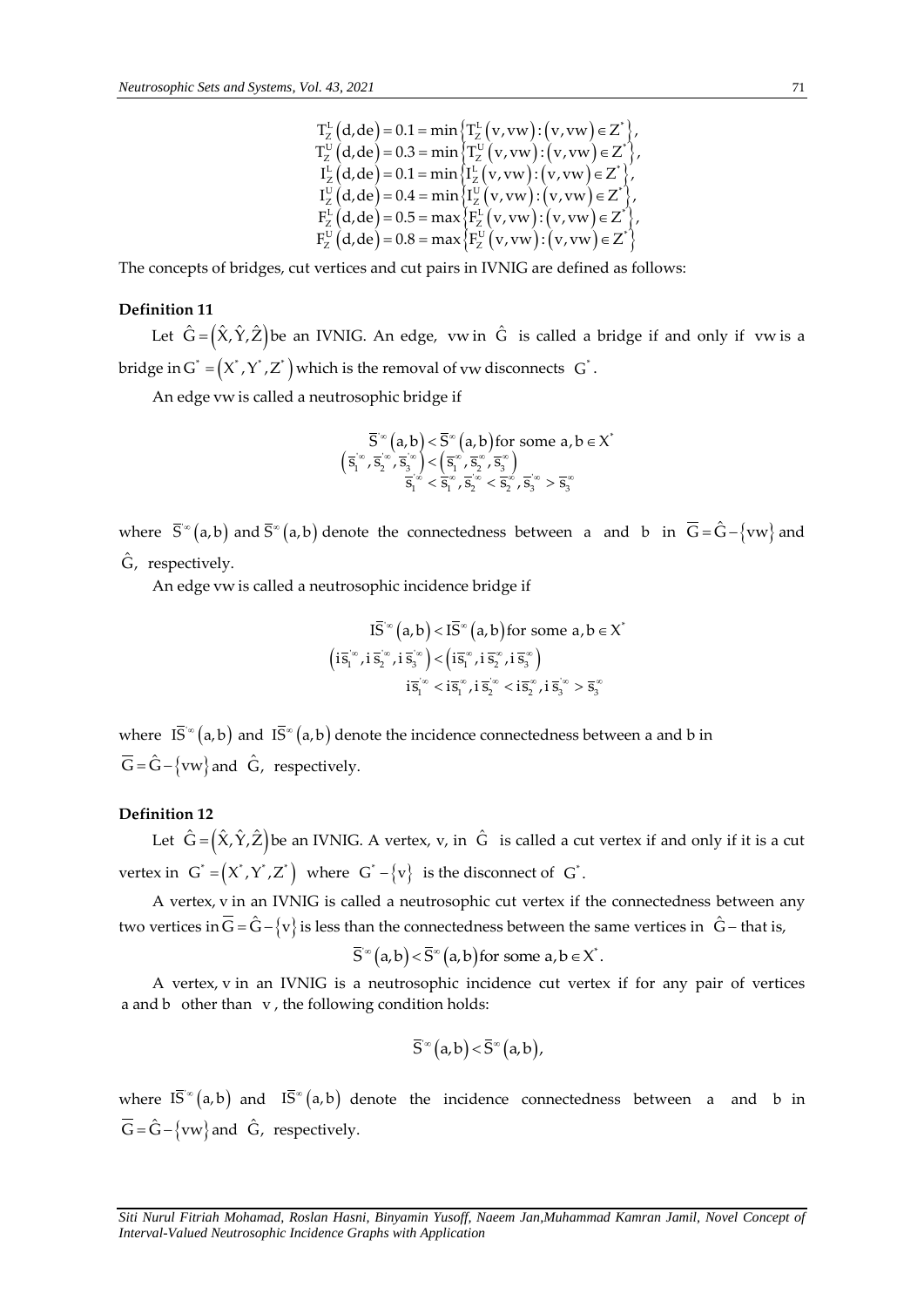$$
\begin{aligned}
T_Z^L(d,de) &= 0.1 = \min\left\{T_Z^L(v,vw) : (v,vw) \in Z^*\right\}, \\
T_Z^U(d,de) &= 0.3 = \min\left\{T_Z^U(v,vw) : (v,vw) \in Z^*\right\}, \\
I_Z^L(d,de) &= 0.1 = \min\left\{I_Z^L(v,vw) : (v,vw) \in Z^*\right\}, \\
I_Z^U(d,de) &= 0.4 = \min\left\{I_Z^U(v,vw) : (v,vw) \in Z^*\right\}, \\
F_Z^L(d,de) &= 0.5 = \max\left\{F_Z^L(v,vw) : (v,vw) \in Z^*\right\}, \\
F_Z^U(d,de) &= 0.8 = \max\left\{F_Z^U(v,vw) : (v,vw) \in Z^*\right\}
\end{aligned}
$$

The concepts of bridges, cut vertices and cut pairs in IVNIG are defined as follows:

**Definition 11**

Let $\hat{G} = (\hat{X}, \hat{Y}, \hat{Z})$ be an IVNIG. An edge, $vw$ in $\hat{G}$ is called a bridge if and only if $vw$ is a bridge in $G^* = (X^*, Y^*, Z^*)$ which is the removal of $vw$ disconnects $G^*$.

An edge $vw$ is called a neutrosophic bridge if

$$
\begin{gathered}
\overline{S}'^{\infty}(a,b) < \overline{S}^{\infty}(a,b) \text{ for some } a, b \in X^* \\
\left(\overline{s}_1'^{\infty}, \overline{s}_2'^{\infty}, \overline{s}_3'^{\infty}\right) < \left(\overline{s}_1^{\infty}, \overline{s}_2^{\infty}, \overline{s}_3^{\infty}\right) \\
\overline{s}_1'^{\infty} < \overline{s}_1^{\infty}, \overline{s}_2'^{\infty} < \overline{s}_2^{\infty}, \overline{s}_3'^{\infty} > \overline{s}_3^{\infty}
\end{gathered}
$$

where $\overline{S}'^{\infty}(a,b)$ and $\overline{S}^{\infty}(a,b)$ denote the connectedness between a and b in $\overline{G} = \hat{G} - \{vw\}$ and $\hat{G}$, respectively.

An edge $vw$ is called a neutrosophic incidence bridge if

$$
\begin{gathered}
I\overline{S}'^{\infty}(a,b) < I\overline{S}^{\infty}(a,b) \text{ for some } a, b \in X^* \\
\left(i\overline{s}_1'^{\infty}, i\,\overline{s}_2'^{\infty}, i\,\overline{s}_3'^{\infty}\right) < \left(i\overline{s}_1^{\infty}, i\,\overline{s}_2^{\infty}, i\,\overline{s}_3^{\infty}\right) \\
i\overline{s}_1'^{\infty} < i\overline{s}_1^{\infty}, i\,\overline{s}_2'^{\infty} < i\overline{s}_2^{\infty}, i\,\overline{s}_3'^{\infty} > \overline{s}_3^{\infty}
\end{gathered}
$$

where $I\overline{S}'^{\infty}(a,b)$ and $I\overline{S}^{\infty}(a,b)$ denote the incidence connectedness between a and b in $\overline{G} = \hat{G} - \{vw\}$ and $\hat{G}$, respectively.

**Definition 12**

Let $\hat{G} = (\hat{X}, \hat{Y}, \hat{Z})$ be an IVNIG. A vertex, v, in $\hat{G}$ is called a cut vertex if and only if it is a cut vertex in $G^* = (X^*, Y^*, Z^*)$ where $G^* - \{v\}$ is the disconnect of $G^*$.

A vertex, v in an IVNIG is called a neutrosophic cut vertex if the connectedness between any two vertices in $\overline{G} = \hat{G} - \{v\}$ is less than the connectedness between the same vertices in $\hat{G}$ – that is,

$$
\overline{S}'^{\infty}(a,b) < \overline{S}^{\infty}(a,b) \text{ for some } a, b \in X^*.
$$

A vertex, v in an IVNIG is a neutrosophic incidence cut vertex if for any pair of vertices a and b other than v, the following condition holds:

$$
\overline{S}'^{\infty}(a,b) < \overline{S}^{\infty}(a,b),
$$

where $I\overline{S}'^{\infty}(a,b)$ and $I\overline{S}^{\infty}(a,b)$ denote the incidence connectedness between a and b in $\overline{G} = \hat{G} - \{vw\}$ and $\hat{G}$, respectively.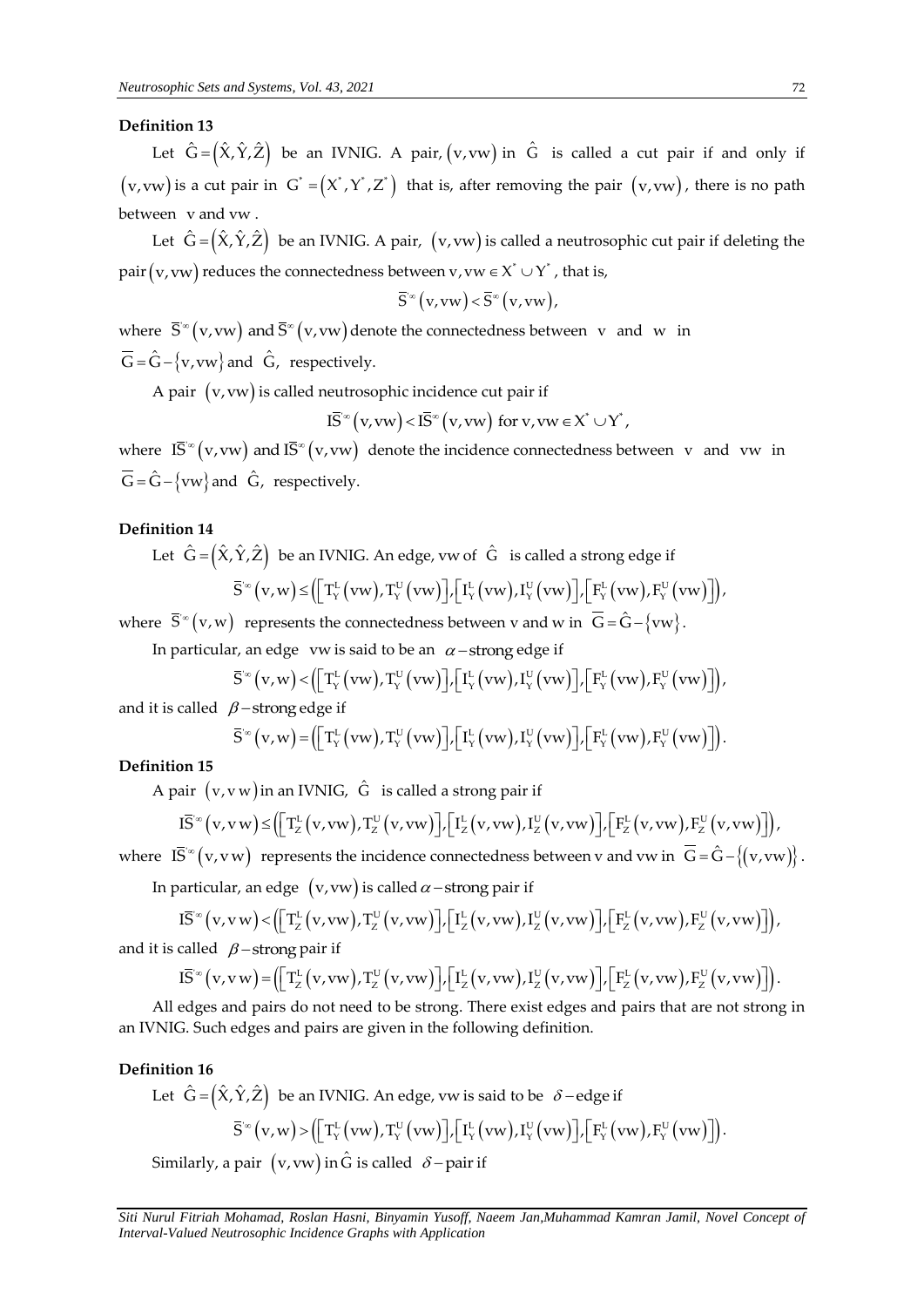**Definition 13**

Let $\hat{G} = (\hat{X}, \hat{Y}, \hat{Z})$ be an IVNIG. A pair, $(v, vw)$ in $\hat{G}$ is called a cut pair if and only if $(v, vw)$ is a cut pair in $G^* = (X^*, Y^*, Z^*)$ that is, after removing the pair $(v, vw)$, there is no path between $v$ and $vw$.

Let $\hat{G} = (\hat{X}, \hat{Y}, \hat{Z})$ be an IVNIG. A pair, $(v, vw)$ is called a neutrosophic cut pair if deleting the pair $(v, vw)$ reduces the connectedness between $v, vw \in X^* \cup Y^*$, that is,

$$\overline{S}'^{\infty}(v, vw) < \overline{S}^{\infty}(v, vw),$$

where $\overline{S}'^{\infty}(v, vw)$ and $\overline{S}^{\infty}(v, vw)$ denote the connectedness between $v$ and $w$ in $\overline{G} = \hat{G} - \{v, vw\}$ and $\hat{G}$, respectively.

A pair $(v, vw)$ is called neutrosophic incidence cut pair if

$$I\overline{S}'^{\infty}(v, vw) < I\overline{S}^{\infty}(v, vw) \text{ for } v, vw \in X^* \cup Y^*,$$

where $I\overline{S}'^{\infty}(v, vw)$ and $I\overline{S}^{\infty}(v, vw)$ denote the incidence connectedness between $v$ and $vw$ in $\overline{G} = \hat{G} - \{vw\}$ and $\hat{G}$, respectively.

**Definition 14**

Let $\hat{G} = (\hat{X}, \hat{Y}, \hat{Z})$ be an IVNIG. An edge, vw of $\hat{G}$ is called a strong edge if

$$\overline{S}'^{\infty}(v, w) \leq \left(\left[T_Y^L(vw), T_Y^U(vw)\right], \left[I_Y^L(vw), I_Y^U(vw)\right], \left[F_Y^L(vw), F_Y^U(vw)\right]\right),$$

where $\overline{S}'^{\infty}(v, w)$ represents the connectedness between v and w in $\overline{G} = \hat{G} - \{vw\}$.

In particular, an edge vw is said to be an $\alpha -$strong edge if

$$\overline{S}'^{\infty}(v, w) < \left(\left[T_Y^L(vw), T_Y^U(vw)\right], \left[I_Y^L(vw), I_Y^U(vw)\right], \left[F_Y^L(vw), F_Y^U(vw)\right]\right),$$

and it is called $\beta -$strong edge if

$$\overline{S}'^{\infty}(v, w) = \left(\left[T_Y^L(vw), T_Y^U(vw)\right], \left[I_Y^L(vw), I_Y^U(vw)\right], \left[F_Y^L(vw), F_Y^U(vw)\right]\right).$$

**Definition 15**

A pair $(v, vw)$ in an IVNIG, $\hat{G}$ is called a strong pair if

$$I\overline{S}'^{\infty}(v, vw) \leq \left(\left[T_Z^L(v, vw), T_Z^U(v, vw)\right], \left[I_Z^L(v, vw), I_Z^U(v, vw)\right], \left[F_Z^L(v, vw), F_Z^U(v, vw)\right]\right),$$

where $I\overline{S}'^{\infty}(v, vw)$ represents the incidence connectedness between v and vw in $\overline{G} = \hat{G} - \{(v, vw)\}$.

In particular, an edge $(v, vw)$ is called $\alpha -$strong pair if

$$I\overline{S}'^{\infty}(v, vw) < \left(\left[T_Z^L(v, vw), T_Z^U(v, vw)\right], \left[I_Z^L(v, vw), I_Z^U(v, vw)\right], \left[F_Z^L(v, vw), F_Z^U(v, vw)\right]\right),$$

and it is called $\beta -$strong pair if

$$I\overline{S}'^{\infty}(v, vw) = \left(\left[T_Z^L(v, vw), T_Z^U(v, vw)\right], \left[I_Z^L(v, vw), I_Z^U(v, vw)\right], \left[F_Z^L(v, vw), F_Z^U(v, vw)\right]\right).$$

All edges and pairs do not need to be strong. There exist edges and pairs that are not strong in an IVNIG. Such edges and pairs are given in the following definition.

**Definition 16**

Let $\hat{G} = (\hat{X}, \hat{Y}, \hat{Z})$ be an IVNIG. An edge, vw is said to be $\delta -$edge if

$$\overline{S}'^{\infty}(v, w) > \left(\left[T_Y^L(vw), T_Y^U(vw)\right], \left[I_Y^L(vw), I_Y^U(vw)\right], \left[F_Y^L(vw), F_Y^U(vw)\right]\right).$$

Similarly, a pair $(v, vw)$ in $\hat{G}$ is called $\delta -$pair if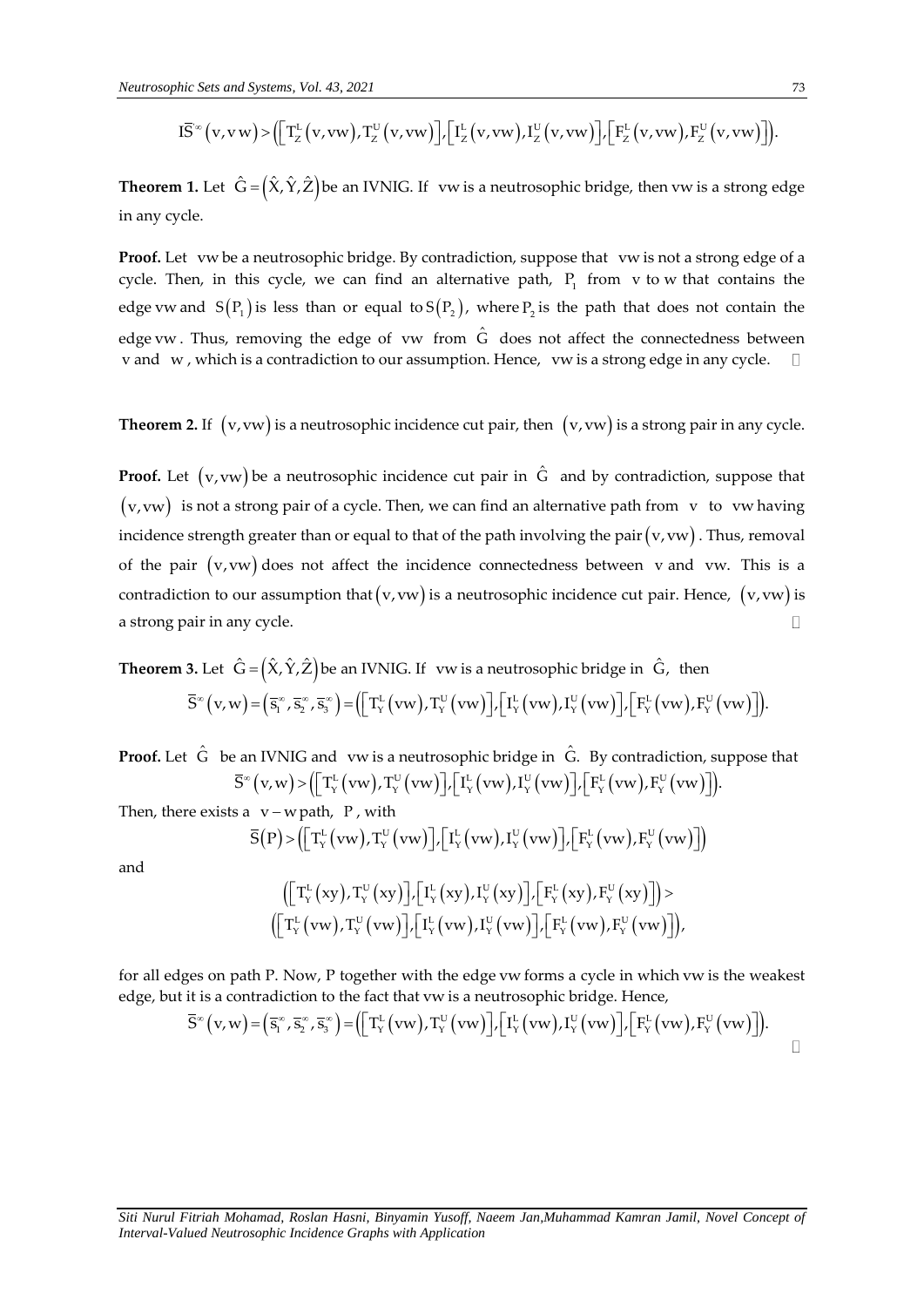$$I\overline{S}^{\infty}(v, vw) > \left(\left[T_Z^L(v, vw), T_Z^U(v, vw)\right], \left[I_Z^L(v, vw), I_Z^U(v, vw)\right], \left[F_Z^L(v, vw), F_Z^U(v, vw)\right]\right).$$

**Theorem 1.** Let $\hat{G} = (\hat{X}, \hat{Y}, \hat{Z})$ be an IVNIG. If $vw$ is a neutrosophic bridge, then $vw$ is a strong edge in any cycle.

**Proof.** Let $vw$ be a neutrosophic bridge. By contradiction, suppose that $vw$ is not a strong edge of a cycle. Then, in this cycle, we can find an alternative path, $P_1$ from $v$ to $w$ that contains the edge $vw$ and $S(P_1)$ is less than or equal to $S(P_2)$, where $P_2$ is the path that does not contain the edge $vw$. Thus, removing the edge of $vw$ from $\hat{G}$ does not affect the connectedness between $v$ and $w$, which is a contradiction to our assumption. Hence, $vw$ is a strong edge in any cycle. □

**Theorem 2.** If $(v, vw)$ is a neutrosophic incidence cut pair, then $(v, vw)$ is a strong pair in any cycle.

**Proof.** Let $(v, vw)$ be a neutrosophic incidence cut pair in $\hat{G}$ and by contradiction, suppose that $(v, vw)$ is not a strong pair of a cycle. Then, we can find an alternative path from $v$ to $vw$ having incidence strength greater than or equal to that of the path involving the pair $(v, vw)$. Thus, removal of the pair $(v, vw)$ does not affect the incidence connectedness between $v$ and $vw$. This is a contradiction to our assumption that $(v, vw)$ is a neutrosophic incidence cut pair. Hence, $(v, vw)$ is a strong pair in any cycle. □

**Theorem 3.** Let $\hat{G} = (\hat{X}, \hat{Y}, \hat{Z})$ be an IVNIG. If $vw$ is a neutrosophic bridge in $\hat{G}$, then

$$\overline{S}^{\infty}(v, w) = \left(\overline{s}_1^{\infty}, \overline{s}_2^{\infty}, \overline{s}_3^{\infty}\right) = \left(\left[T_Y^L(vw), T_Y^U(vw)\right], \left[I_Y^L(vw), I_Y^U(vw)\right], \left[F_Y^L(vw), F_Y^U(vw)\right]\right).$$

**Proof.** Let $\hat{G}$ be an IVNIG and $vw$ is a neutrosophic bridge in $\hat{G}$. By contradiction, suppose that

$$\overline{S}^{\infty}(v, w) > \left(\left[T_Y^L(vw), T_Y^U(vw)\right], \left[I_Y^L(vw), I_Y^U(vw)\right], \left[F_Y^L(vw), F_Y^U(vw)\right]\right).$$

Then, there exists a $v-w$ path, $P$, with

$$\overline{S}(P) > \left(\left[T_Y^L(vw), T_Y^U(vw)\right], \left[I_Y^L(vw), I_Y^U(vw)\right], \left[F_Y^L(vw), F_Y^U(vw)\right]\right)$$

and

$$\left(\left[T_Y^L(xy), T_Y^U(xy)\right], \left[I_Y^L(xy), I_Y^U(xy)\right], \left[F_Y^L(xy), F_Y^U(xy)\right]\right) >$$
$$\left(\left[T_Y^L(vw), T_Y^U(vw)\right], \left[I_Y^L(vw), I_Y^U(vw)\right], \left[F_Y^L(vw), F_Y^U(vw)\right]\right),$$

for all edges on path P. Now, P together with the edge vw forms a cycle in which vw is the weakest edge, but it is a contradiction to the fact that vw is a neutrosophic bridge. Hence,

$$\overline{S}^{\infty}(v, w) = \left(\overline{s}_1^{\infty}, \overline{s}_2^{\infty}, \overline{s}_3^{\infty}\right) = \left(\left[T_Y^L(vw), T_Y^U(vw)\right], \left[I_Y^L(vw), I_Y^U(vw)\right], \left[F_Y^L(vw), F_Y^U(vw)\right]\right).$$

□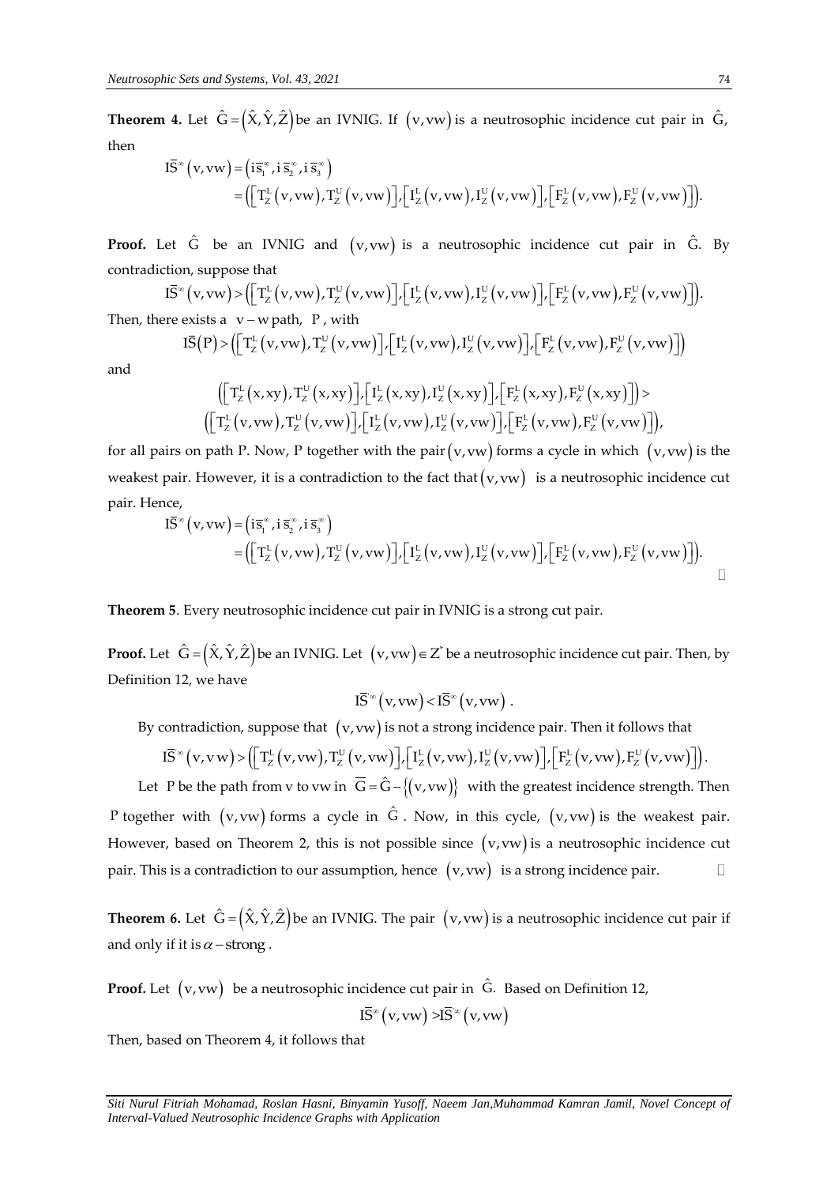**Theorem 4.** Let $\hat{G} = (\hat{X}, \hat{Y}, \hat{Z})$ be an IVNIG. If $(v, vw)$ is a neutrosophic incidence cut pair in $\hat{G}$, then

$$
\begin{aligned}
I\overline{S}^{\infty}(v, vw) &= \left(i\overline{s}_1^{\infty}, i\,\overline{s}_2^{\infty}, i\,\overline{s}_3^{\infty}\right) \\
&= \left(\left[T_Z^L(v, vw), T_Z^U(v, vw)\right], \left[I_Z^L(v, vw), I_Z^U(v, vw)\right], \left[F_Z^L(v, vw), F_Z^U(v, vw)\right]\right).
\end{aligned}
$$

**Proof.** Let $\hat{G}$ be an IVNIG and $(v, vw)$ is a neutrosophic incidence cut pair in $\hat{G}$. By contradiction, suppose that

$$I\overline{S}^{\infty}(v, vw) > \left(\left[T_Z^L(v, vw), T_Z^U(v, vw)\right], \left[I_Z^L(v, vw), I_Z^U(v, vw)\right], \left[F_Z^L(v, vw), F_Z^U(v, vw)\right]\right).$$

Then, there exists a $v - w$ path, $P$, with

$$I\overline{S}(P) > \left(\left[T_Z^L(v, vw), T_Z^U(v, vw)\right], \left[I_Z^L(v, vw), I_Z^U(v, vw)\right], \left[F_Z^L(v, vw), F_Z^U(v, vw)\right]\right)$$

and

$$
\begin{aligned}
&\left(\left[T_Z^L(x, xy), T_Z^U(x, xy)\right], \left[I_Z^L(x, xy), I_Z^U(x, xy)\right], \left[F_Z^L(x, xy), F_Z^U(x, xy)\right]\right) > \\
&\left(\left[T_Z^L(v, vw), T_Z^U(v, vw)\right], \left[I_Z^L(v, vw), I_Z^U(v, vw)\right], \left[F_Z^L(v, vw), F_Z^U(v, vw)\right]\right),
\end{aligned}
$$

for all pairs on path P. Now, P together with the pair $(v, vw)$ forms a cycle in which $(v, vw)$ is the weakest pair. However, it is a contradiction to the fact that $(v, vw)$ is a neutrosophic incidence cut pair. Hence,

$$
\begin{aligned}
I\overline{S}^{\infty}(v, vw) &= \left(i\overline{s}_1^{\infty}, i\,\overline{s}_2^{\infty}, i\,\overline{s}_3^{\infty}\right) \\
&= \left(\left[T_Z^L(v, vw), T_Z^U(v, vw)\right], \left[I_Z^L(v, vw), I_Z^U(v, vw)\right], \left[F_Z^L(v, vw), F_Z^U(v, vw)\right]\right).
\end{aligned}
$$

□

**Theorem 5**. Every neutrosophic incidence cut pair in IVNIG is a strong cut pair.

**Proof.** Let $\hat{G} = (\hat{X}, \hat{Y}, \hat{Z})$ be an IVNIG. Let $(v, vw) \in Z^*$ be a neutrosophic incidence cut pair. Then, by Definition 12, we have

$$I\overline{S}'^{\infty}(v, vw) < I\overline{S}^{\infty}(v, vw).$$

By contradiction, suppose that $(v, vw)$ is not a strong incidence pair. Then it follows that

$$I\overline{S}^{\infty}(v, vw) > \left(\left[T_Z^L(v, vw), T_Z^U(v, vw)\right], \left[I_Z^L(v, vw), I_Z^U(v, vw)\right], \left[F_Z^L(v, vw), F_Z^U(v, vw)\right]\right).$$

Let P be the path from v to vw in $\overline{G} = \hat{G} - \{(v, vw)\}$ with the greatest incidence strength. Then P together with $(v, vw)$ forms a cycle in $\hat{G}$. Now, in this cycle, $(v, vw)$ is the weakest pair. However, based on Theorem 2, this is not possible since $(v, vw)$ is a neutrosophic incidence cut pair. This is a contradiction to our assumption, hence $(v, vw)$ is a strong incidence pair. □

**Theorem 6.** Let $\hat{G} = (\hat{X}, \hat{Y}, \hat{Z})$ be an IVNIG. The pair $(v, vw)$ is a neutrosophic incidence cut pair if and only if it is $\alpha$ − strong.

**Proof.** Let $(v, vw)$ be a neutrosophic incidence cut pair in $\hat{G}$. Based on Definition 12,

$$I\overline{S}^{\infty}(v, vw) > I\overline{S}'^{\infty}(v, vw)$$

Then, based on Theorem 4, it follows that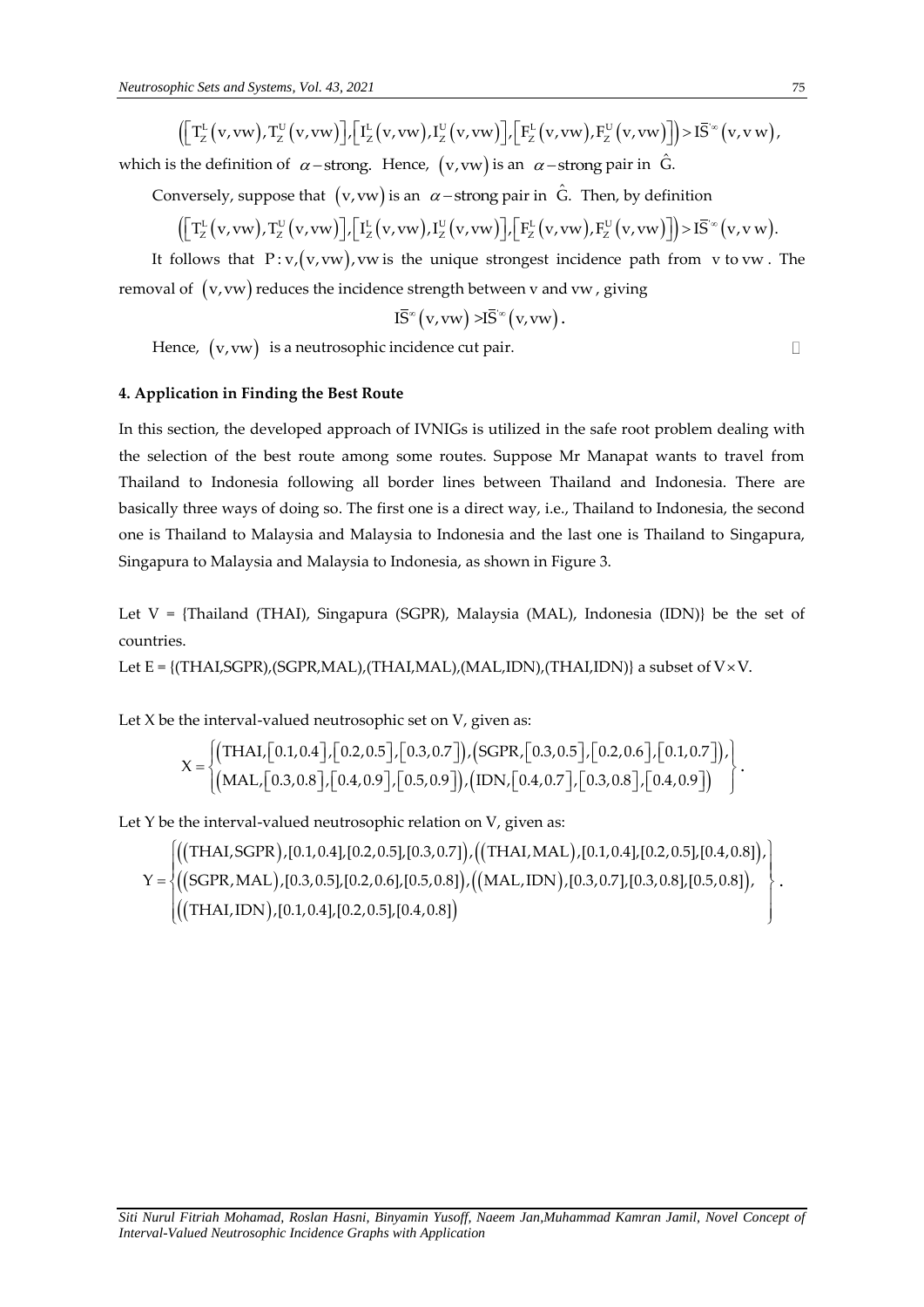$$\left(\left[T_Z^L(v,vw),T_Z^U(v,vw)\right],\left[I_Z^L(v,vw),I_Z^U(v,vw)\right],\left[F_Z^L(v,vw),F_Z^U(v,vw)\right]\right) > I\overline{S}'^{\infty}(v,vw),$$

which is the definition of $\alpha$ – strong. Hence, $(v,vw)$ is an $\alpha$ – strong pair in $\hat{G}$.

Conversely, suppose that $(v,vw)$ is an $\alpha$ – strong pair in $\hat{G}$. Then, by definition

$$\left(\left[T_Z^L(v,vw),T_Z^U(v,vw)\right],\left[I_Z^L(v,vw),I_Z^U(v,vw)\right],\left[F_Z^L(v,vw),F_Z^U(v,vw)\right]\right) > I\overline{S}'^{\infty}(v,vw).$$

It follows that $P: v,(v,vw), vw$ is the unique strongest incidence path from $v$ to $vw$. The removal of $(v,vw)$ reduces the incidence strength between v and vw, giving

$$I\overline{S}^{\infty}(v,vw) > I\overline{S}'^{\infty}(v,vw).$$

Hence, $(v,vw)$ is a neutrosophic incidence cut pair. □

## 4. Application in Finding the Best Route

In this section, the developed approach of IVNIGs is utilized in the safe root problem dealing with the selection of the best route among some routes. Suppose Mr Manapat wants to travel from Thailand to Indonesia following all border lines between Thailand and Indonesia. There are basically three ways of doing so. The first one is a direct way, i.e., Thailand to Indonesia, the second one is Thailand to Malaysia and Malaysia to Indonesia and the last one is Thailand to Singapura, Singapura to Malaysia and Malaysia to Indonesia, as shown in Figure 3.

Let V = {Thailand (THAI), Singapura (SGPR), Malaysia (MAL), Indonesia (IDN)} be the set of countries.

Let E = {(THAI,SGPR),(SGPR,MAL),(THAI,MAL),(MAL,IDN),(THAI,IDN)} a subset of $V \times V$.

Let X be the interval-valued neutrosophic set on V, given as:

$$X = \left\{ \begin{array}{l} (\text{THAI},[0.1,0.4],[0.2,0.5],[0.3,0.7]),(\text{SGPR},[0.3,0.5],[0.2,0.6],[0.1,0.7]), \\ (\text{MAL},[0.3,0.8],[0.4,0.9],[0.5,0.9]),(\text{IDN},[0.4,0.7],[0.3,0.8],[0.4,0.9]) \end{array} \right\}.$$

Let Y be the interval-valued neutrosophic relation on V, given as:

$$Y = \left\{ \begin{array}{l} ((\text{THAI},\text{SGPR}),[0.1,0.4],[0.2,0.5],[0.3,0.7]),((\text{THAI},\text{MAL}),[0.1,0.4],[0.2,0.5],[0.4,0.8]), \\ ((\text{SGPR},\text{MAL}),[0.3,0.5],[0.2,0.6],[0.5,0.8]),((\text{MAL},\text{IDN}),[0.3,0.7],[0.3,0.8],[0.5,0.8]), \\ ((\text{THAI},\text{IDN}),[0.1,0.4],[0.2,0.5],[0.4,0.8]) \end{array} \right\}.$$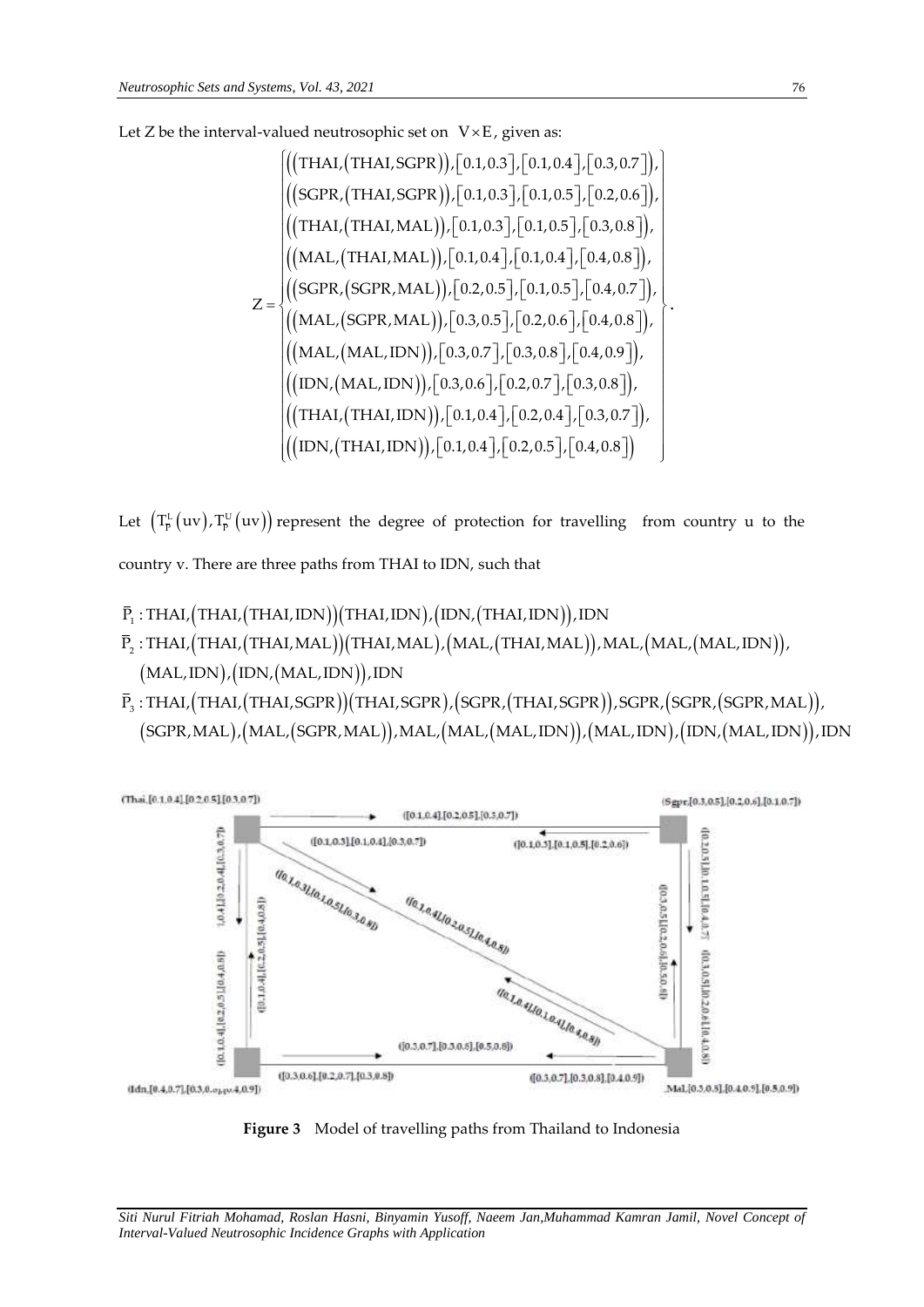Let Z be the interval-valued neutrosophic set on $V \times E$, given as:

$$Z = \left\{ \begin{array}{l} \left(\left(\text{THAI},\left(\text{THAI},\text{SGPR}\right)\right),\left[0.1,0.3\right],\left[0.1,0.4\right],\left[0.3,0.7\right]\right), \\ \left(\left(\text{SGPR},\left(\text{THAI},\text{SGPR}\right)\right),\left[0.1,0.3\right],\left[0.1,0.5\right],\left[0.2,0.6\right]\right), \\ \left(\left(\text{THAI},\left(\text{THAI},\text{MAL}\right)\right),\left[0.1,0.3\right],\left[0.1,0.5\right],\left[0.3,0.8\right]\right), \\ \left(\left(\text{MAL},\left(\text{THAI},\text{MAL}\right)\right),\left[0.1,0.4\right],\left[0.1,0.4\right],\left[0.4,0.8\right]\right), \\ \left(\left(\text{SGPR},\left(\text{SGPR},\text{MAL}\right)\right),\left[0.2,0.5\right],\left[0.1,0.5\right],\left[0.4,0.7\right]\right), \\ \left(\left(\text{MAL},\left(\text{SGPR},\text{MAL}\right)\right),\left[0.3,0.5\right],\left[0.2,0.6\right],\left[0.4,0.8\right]\right), \\ \left(\left(\text{MAL},\left(\text{MAL},\text{IDN}\right)\right),\left[0.3,0.7\right],\left[0.3,0.8\right],\left[0.4,0.9\right]\right), \\ \left(\left(\text{IDN},\left(\text{MAL},\text{IDN}\right)\right),\left[0.3,0.6\right],\left[0.2,0.7\right],\left[0.3,0.8\right]\right), \\ \left(\left(\text{THAI},\left(\text{THAI},\text{IDN}\right)\right),\left[0.1,0.4\right],\left[0.2,0.4\right],\left[0.3,0.7\right]\right), \\ \left(\left(\text{IDN},\left(\text{THAI},\text{IDN}\right)\right),\left[0.1,0.4\right],\left[0.2,0.5\right],\left[0.4,0.8\right]\right) \end{array} \right\}.$$

Let $\left(T_P^L(uv), T_P^U(uv)\right)$ represent the degree of protection for travelling from country u to the country v. There are three paths from THAI to IDN, such that

$\bar{P}_1 : \text{THAI},\left(\text{THAI},\left(\text{THAI},\text{IDN}\right)\right)\left(\text{THAI},\text{IDN}\right),\left(\text{IDN},\left(\text{THAI},\text{IDN}\right)\right),\text{IDN}$

$\bar{P}_2 : \text{THAI},\left(\text{THAI},\left(\text{THAI},\text{MAL}\right)\right)\left(\text{THAI},\text{MAL}\right),\left(\text{MAL},\left(\text{THAI},\text{MAL}\right)\right),\text{MAL},\left(\text{MAL},\left(\text{MAL},\text{IDN}\right)\right),$
$\left(\text{MAL},\text{IDN}\right),\left(\text{IDN},\left(\text{MAL},\text{IDN}\right)\right),\text{IDN}$

$\bar{P}_3 : \text{THAI},\left(\text{THAI},\left(\text{THAI},\text{SGPR}\right)\right)\left(\text{THAI},\text{SGPR}\right),\left(\text{SGPR},\left(\text{THAI},\text{SGPR}\right)\right),\text{SGPR},\left(\text{SGPR},\left(\text{SGPR},\text{MAL}\right)\right),$
$\left(\text{SGPR},\text{MAL}\right),\left(\text{MAL},\left(\text{SGPR},\text{MAL}\right)\right),\text{MAL},\left(\text{MAL},\left(\text{MAL},\text{IDN}\right)\right),\left(\text{MAL},\text{IDN}\right),\left(\text{IDN},\left(\text{MAL},\text{IDN}\right)\right),\text{IDN}$

**Figure 3** Model of travelling paths from Thailand to Indonesia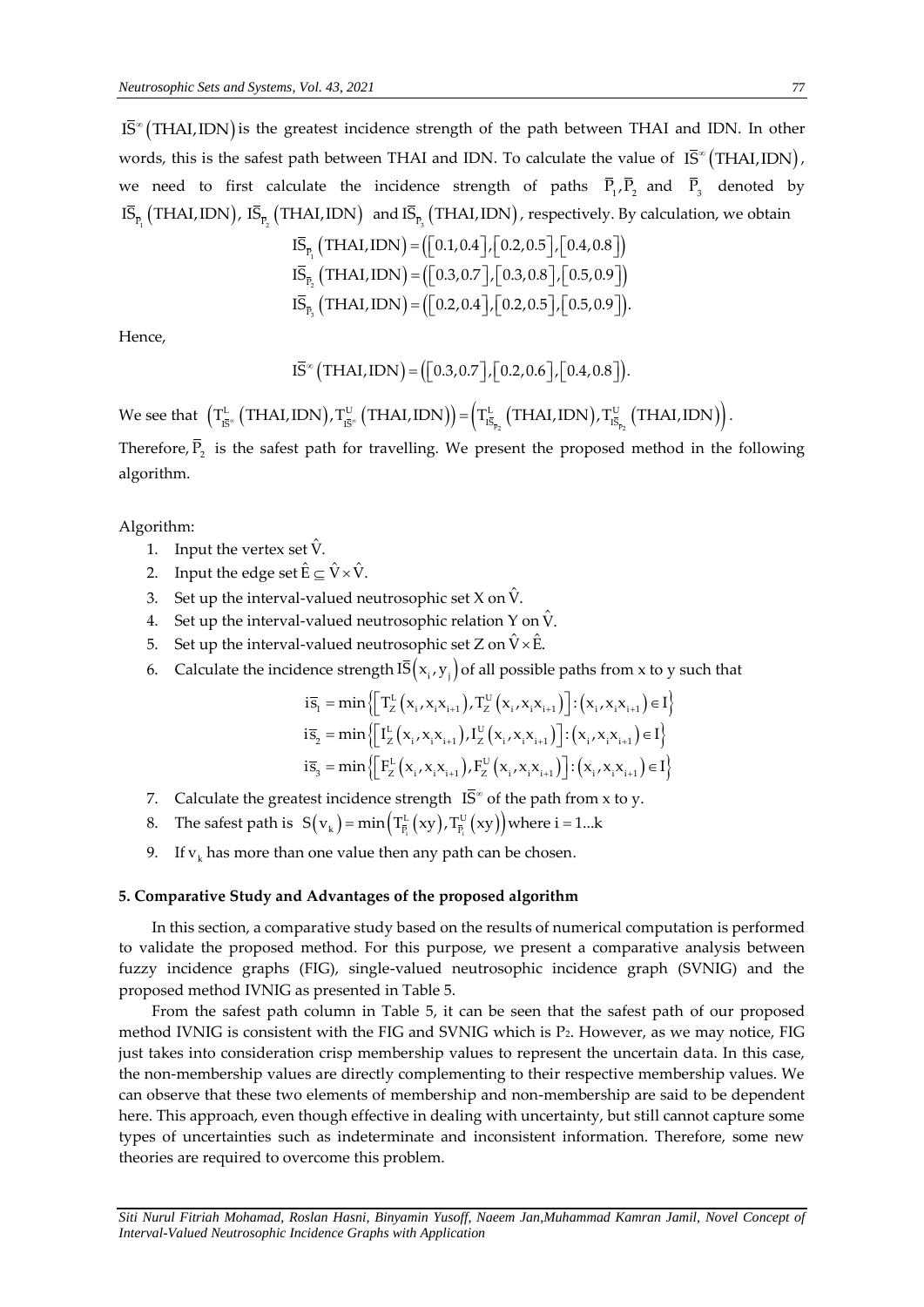$\overline{IS}^{\infty}(THAI, IDN)$ is the greatest incidence strength of the path between THAI and IDN. In other words, this is the safest path between THAI and IDN. To calculate the value of $\overline{IS}^{\infty}(THAI, IDN)$, we need to first calculate the incidence strength of paths $\overline{P}_1, \overline{P}_2$ and $\overline{P}_3$ denoted by $\overline{IS}_{\overline{P}_1}(THAI, IDN)$, $\overline{IS}_{\overline{P}_2}(THAI, IDN)$ and $\overline{IS}_{\overline{P}_3}(THAI, IDN)$, respectively. By calculation, we obtain

$$\overline{IS}_{\overline{P}_1}(THAI, IDN) = ([0.1, 0.4], [0.2, 0.5], [0.4, 0.8])$$
$$\overline{IS}_{\overline{P}_2}(THAI, IDN) = ([0.3, 0.7], [0.3, 0.8], [0.5, 0.9])$$
$$\overline{IS}_{\overline{P}_3}(THAI, IDN) = ([0.2, 0.4], [0.2, 0.5], [0.5, 0.9]).$$

Hence,

$$\overline{IS}^{\infty}(THAI, IDN) = ([0.3, 0.7], [0.2, 0.6], [0.4, 0.8]).$$

We see that $\left(T^{L}_{\overline{IS}^{\infty}}(THAI, IDN), T^{U}_{\overline{IS}^{\infty}}(THAI, IDN)\right) = \left(T^{L}_{\overline{IS}_{\overline{P}_2}}(THAI, IDN), T^{U}_{\overline{IS}_{\overline{P}_2}}(THAI, IDN)\right)$.

Therefore, $\overline{P}_2$ is the safest path for travelling. We present the proposed method in the following algorithm.

Algorithm:

1. Input the vertex set $\hat{V}$.
2. Input the edge set $\hat{E} \subseteq \hat{V} \times \hat{V}$.
3. Set up the interval-valued neutrosophic set X on $\hat{V}$.
4. Set up the interval-valued neutrosophic relation Y on $\hat{V}$.
5. Set up the interval-valued neutrosophic set Z on $\hat{V} \times \hat{E}$.
6. Calculate the incidence strength $\overline{IS}(x_i, y_j)$ of all possible paths from x to y such that

$$i\overline{s}_1 = \min\left\{\left[T^{L}_{Z}(x_i, x_i x_{i+1}), T^{U}_{Z}(x_i, x_i x_{i+1})\right] : (x_i, x_i x_{i+1}) \in I\right\}$$
$$i\overline{s}_2 = \min\left\{\left[I^{L}_{Z}(x_i, x_i x_{i+1}), I^{U}_{Z}(x_i, x_i x_{i+1})\right] : (x_i, x_i x_{i+1}) \in I\right\}$$
$$i\overline{s}_3 = \min\left\{\left[F^{L}_{Z}(x_i, x_i x_{i+1}), F^{U}_{Z}(x_i, x_i x_{i+1})\right] : (x_i, x_i x_{i+1}) \in I\right\}$$

7. Calculate the greatest incidence strength $\overline{IS}^{\infty}$ of the path from x to y.
8. The safest path is $S(v_k) = \min\left(T^{L}_{\overline{P}_i}(xy), T^{U}_{\overline{P}_i}(xy)\right)$ where $i = 1 \ldots k$
9. If $v_k$ has more than one value then any path can be chosen.

## 5. Comparative Study and Advantages of the proposed algorithm

In this section, a comparative study based on the results of numerical computation is performed to validate the proposed method. For this purpose, we present a comparative analysis between fuzzy incidence graphs (FIG), single-valued neutrosophic incidence graph (SVNIG) and the proposed method IVNIG as presented in Table 5.

From the safest path column in Table 5, it can be seen that the safest path of our proposed method IVNIG is consistent with the FIG and SVNIG which is $P_2$. However, as we may notice, FIG just takes into consideration crisp membership values to represent the uncertain data. In this case, the non-membership values are directly complementing to their respective membership values. We can observe that these two elements of membership and non-membership are said to be dependent here. This approach, even though effective in dealing with uncertainty, but still cannot capture some types of uncertainties such as indeterminate and inconsistent information. Therefore, some new theories are required to overcome this problem.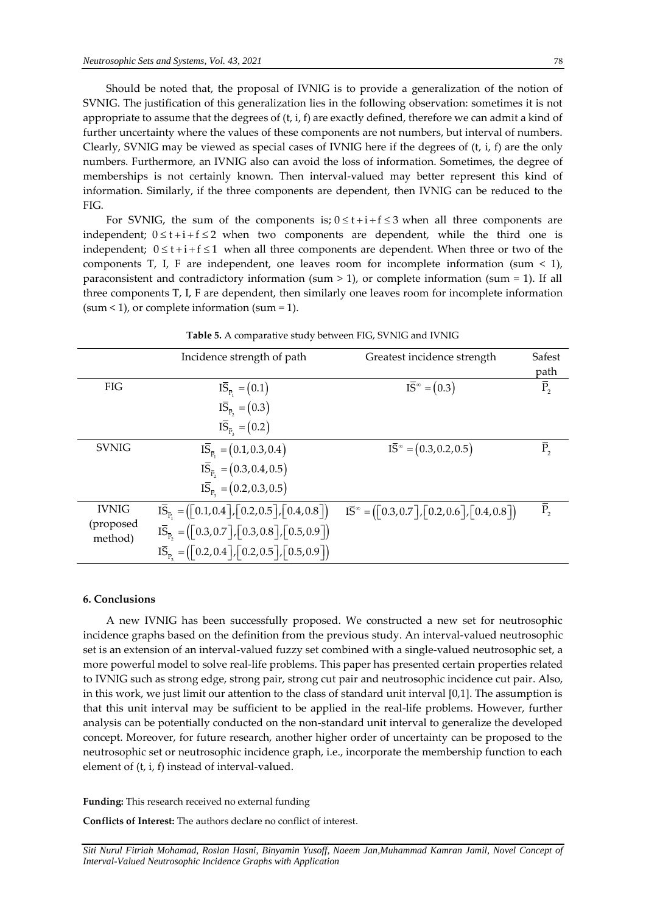Should be noted that, the proposal of IVNIG is to provide a generalization of the notion of SVNIG. The justification of this generalization lies in the following observation: sometimes it is not appropriate to assume that the degrees of (t, i, f) are exactly defined, therefore we can admit a kind of further uncertainty where the values of these components are not numbers, but interval of numbers. Clearly, SVNIG may be viewed as special cases of IVNIG here if the degrees of (t, i, f) are the only numbers. Furthermore, an IVNIG also can avoid the loss of information. Sometimes, the degree of memberships is not certainly known. Then interval-valued may better represent this kind of information. Similarly, if the three components are dependent, then IVNIG can be reduced to the FIG.

For SVNIG, the sum of the components is; $0 \le t+i+f \le 3$ when all three components are independent; $0 \le t+i+f \le 2$ when two components are dependent, while the third one is independent; $0 \le t+i+f \le 1$ when all three components are dependent. When three or two of the components T, I, F are independent, one leaves room for incomplete information (sum < 1), paraconsistent and contradictory information (sum > 1), or complete information (sum = 1). If all three components T, I, F are dependent, then similarly one leaves room for incomplete information (sum < 1), or complete information (sum = 1).

**Table 5.** A comparative study between FIG, SVNIG and IVNIG

| | Incidence strength of path | Greatest incidence strength | Safest path |
|---|---|---|---|
| FIG | $\overline{IS}_{\overline{P}_1} = (0.1)$<br>$\overline{IS}_{\overline{P}_2} = (0.3)$<br>$\overline{IS}_{\overline{P}_3} = (0.2)$ | $\overline{IS}^{\infty} = (0.3)$ | $\overline{P}_2$ |
| SVNIG | $\overline{IS}_{\overline{P}_1} = (0.1, 0.3, 0.4)$<br>$\overline{IS}_{\overline{P}_2} = (0.3, 0.4, 0.5)$<br>$\overline{IS}_{\overline{P}_3} = (0.2, 0.3, 0.5)$ | $\overline{IS}^{\infty} = (0.3, 0.2, 0.5)$ | $\overline{P}_2$ |
| IVNIG (proposed method) | $\overline{IS}_{\overline{P}_1} = ([0.1, 0.4], [0.2, 0.5], [0.4, 0.8])$<br>$\overline{IS}_{\overline{P}_2} = ([0.3, 0.7], [0.3, 0.8], [0.5, 0.9])$<br>$\overline{IS}_{\overline{P}_3} = ([0.2, 0.4], [0.2, 0.5], [0.5, 0.9])$ | $\overline{IS}^{\infty} = ([0.3, 0.7], [0.2, 0.6], [0.4, 0.8])$ | $\overline{P}_2$ |

## 6. Conclusions

A new IVNIG has been successfully proposed. We constructed a new set for neutrosophic incidence graphs based on the definition from the previous study. An interval-valued neutrosophic set is an extension of an interval-valued fuzzy set combined with a single-valued neutrosophic set, a more powerful model to solve real-life problems. This paper has presented certain properties related to IVNIG such as strong edge, strong pair, strong cut pair and neutrosophic incidence cut pair. Also, in this work, we just limit our attention to the class of standard unit interval [0,1]. The assumption is that this unit interval may be sufficient to be applied in the real-life problems. However, further analysis can be potentially conducted on the non-standard unit interval to generalize the developed concept. Moreover, for future research, another higher order of uncertainty can be proposed to the neutrosophic set or neutrosophic incidence graph, i.e., incorporate the membership function to each element of (t, i, f) instead of interval-valued.

**Funding:** This research received no external funding

**Conflicts of Interest:** The authors declare no conflict of interest.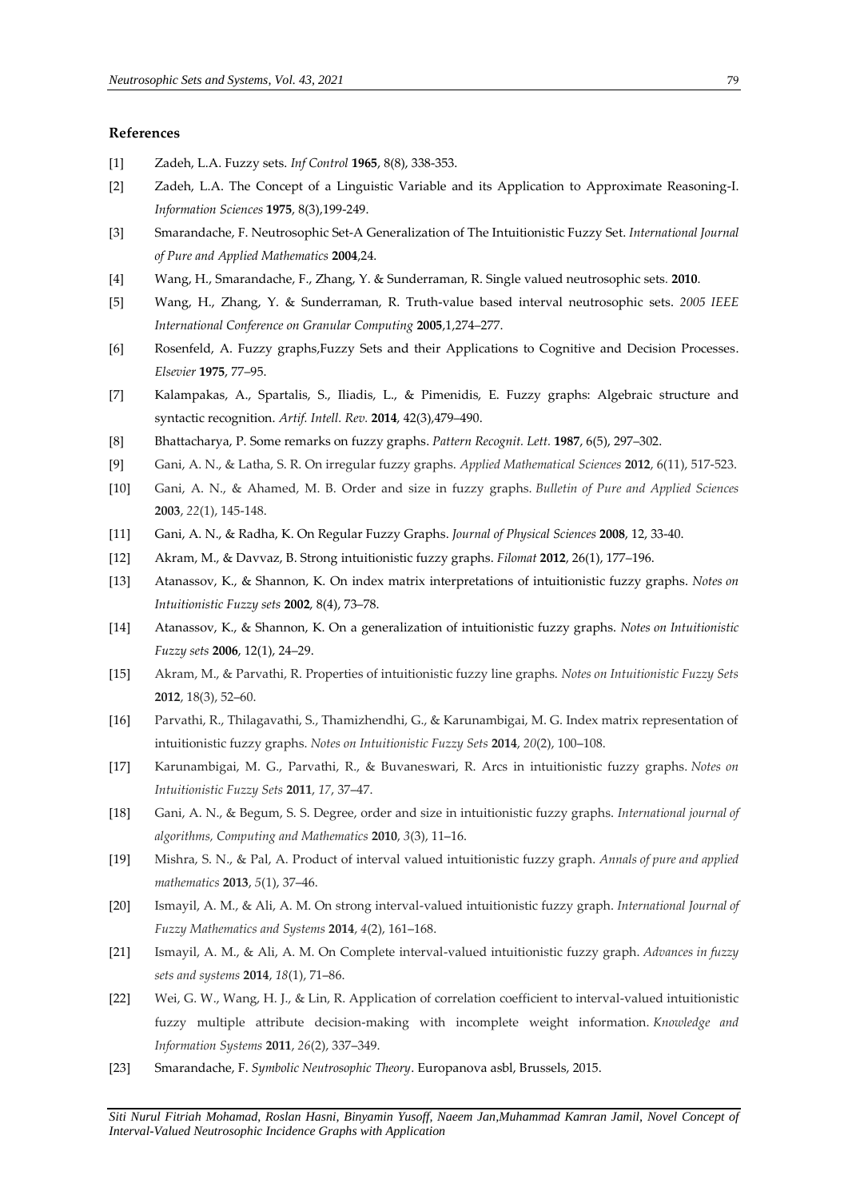## References

[1] Zadeh, L.A. Fuzzy sets. *Inf Control* **1965**, 8(8), 338-353.

[2] Zadeh, L.A. The Concept of a Linguistic Variable and its Application to Approximate Reasoning-I. *Information Sciences* **1975**, 8(3),199-249.

[3] Smarandache, F. Neutrosophic Set-A Generalization of The Intuitionistic Fuzzy Set. *International Journal of Pure and Applied Mathematics* **2004**,24.

[4] Wang, H., Smarandache, F., Zhang, Y. & Sunderraman, R. Single valued neutrosophic sets. **2010**.

[5] Wang, H., Zhang, Y. & Sunderraman, R. Truth-value based interval neutrosophic sets. *2005 IEEE International Conference on Granular Computing* **2005**,1,274–277.

[6] Rosenfeld, A. Fuzzy graphs,Fuzzy Sets and their Applications to Cognitive and Decision Processes. *Elsevier* **1975**, 77–95.

[7] Kalampakas, A., Spartalis, S., Iliadis, L., & Pimenidis, E. Fuzzy graphs: Algebraic structure and syntactic recognition. *Artif. Intell. Rev.* **2014**, 42(3),479–490.

[8] Bhattacharya, P. Some remarks on fuzzy graphs. *Pattern Recognit. Lett.* **1987**, 6(5), 297–302.

[9] Gani, A. N., & Latha, S. R. On irregular fuzzy graphs. *Applied Mathematical Sciences* **2012**, 6(11), 517-523.

[10] Gani, A. N., & Ahamed, M. B. Order and size in fuzzy graphs. *Bulletin of Pure and Applied Sciences* **2003**, *22*(1), 145-148.

[11] Gani, A. N., & Radha, K. On Regular Fuzzy Graphs. *Journal of Physical Sciences* **2008**, 12, 33-40.

[12] Akram, M., & Davvaz, B. Strong intuitionistic fuzzy graphs. *Filomat* **2012**, 26(1), 177–196.

[13] Atanassov, K., & Shannon, K. On index matrix interpretations of intuitionistic fuzzy graphs. *Notes on Intuitionistic Fuzzy sets* **2002**, 8(4), 73–78.

[14] Atanassov, K., & Shannon, K. On a generalization of intuitionistic fuzzy graphs. *Notes on Intuitionistic Fuzzy sets* **2006**, 12(1), 24–29.

[15] Akram, M., & Parvathi, R. Properties of intuitionistic fuzzy line graphs. *Notes on Intuitionistic Fuzzy Sets* **2012**, 18(3), 52–60.

[16] Parvathi, R., Thilagavathi, S., Thamizhendhi, G., & Karunambigai, M. G. Index matrix representation of intuitionistic fuzzy graphs. *Notes on Intuitionistic Fuzzy Sets* **2014**, *20*(2), 100–108.

[17] Karunambigai, M. G., Parvathi, R., & Buvaneswari, R. Arcs in intuitionistic fuzzy graphs. *Notes on Intuitionistic Fuzzy Sets* **2011**, *17*, 37–47.

[18] Gani, A. N., & Begum, S. S. Degree, order and size in intuitionistic fuzzy graphs. *International journal of algorithms, Computing and Mathematics* **2010**, *3*(3), 11–16.

[19] Mishra, S. N., & Pal, A. Product of interval valued intuitionistic fuzzy graph. *Annals of pure and applied mathematics* **2013**, *5*(1), 37–46.

[20] Ismayil, A. M., & Ali, A. M. On strong interval-valued intuitionistic fuzzy graph. *International Journal of Fuzzy Mathematics and Systems* **2014**, *4*(2), 161–168.

[21] Ismayil, A. M., & Ali, A. M. On Complete interval-valued intuitionistic fuzzy graph. *Advances in fuzzy sets and systems* **2014**, *18*(1), 71–86.

[22] Wei, G. W., Wang, H. J., & Lin, R. Application of correlation coefficient to interval-valued intuitionistic fuzzy multiple attribute decision-making with incomplete weight information. *Knowledge and Information Systems* **2011**, *26*(2), 337–349.

[23] Smarandache, F. *Symbolic Neutrosophic Theory*. Europanova asbl, Brussels, 2015.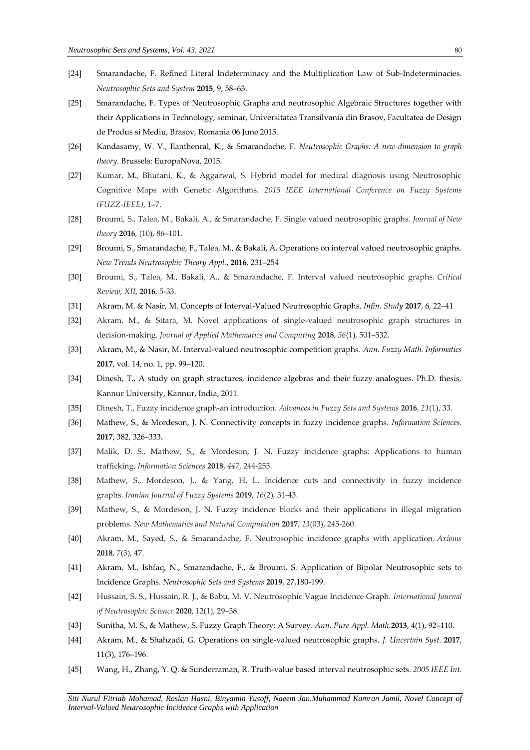[24] Smarandache, F. Refined Literal Indeterminacy and the Multiplication Law of Sub-Indeterminacies. *Neutrosophic Sets and System* **2015**, 9, 58–63.

[25] Smarandache, F. Types of Neutrosophic Graphs and neutrosophic Algebraic Structures together with their Applications in Technology, seminar, Universitatea Transilvania din Brasov, Facultatea de Design de Produs si Mediu, Brasov, Romania 06 June 2015.

[26] Kandasamy, W. V., Ilanthenral, K., & Smarandache, F. *Neutrosophic Graphs: A new dimension to graph theory*. Brussels: EuropaNova, 2015.

[27] Kumar, M., Bhutani, K., & Aggarwal, S. Hybrid model for medical diagnosis using Neutrosophic Cognitive Maps with Genetic Algorithms. *2015 IEEE International Conference on Fuzzy Systems (FUZZ-IEEE)*, 1–7.

[28] Broumi, S., Talea, M., Bakali, A., & Smarandache, F. Single valued neutrosophic graphs. *Journal of New theory* **2016**, (10), 86–101.

[29] Broumi, S., Smarandache, F., Talea, M., & Bakali, A. Operations on interval valued neutrosophic graphs. *New Trends Neutrosophic Theory Appl.*, **2016**, 231–254

[30] Broumi, S., Talea, M., Bakali, A., & Smarandache, F. Interval valued neutrosophic graphs. *Critical Review, XII*, **2016**, 5-33.

[31] Akram, M. & Nasir, M. Concepts of Interval-Valued Neutrosophic Graphs. *Infin. Study* **2017**, 6, 22–41

[32] Akram, M., & Sitara, M. Novel applications of single-valued neutrosophic graph structures in decision-making. *Journal of Applied Mathematics and Computing* **2018**, *56*(1), 501–532.

[33] Akram, M., & Nasir, M. Interval-valued neutrosophic competition graphs. *Ann. Fuzzy Math. Informatics* **2017**, vol. 14, no. 1, pp. 99–120.

[34] Dinesh, T., A study on graph structures, incidence algebras and their fuzzy analogues. Ph.D. thesis, Kannur University, Kannur, India, 2011.

[35] Dinesh, T., Fuzzy incidence graph-an introduction. *Advances in Fuzzy Sets and Systems* **2016**, *21*(1), 33.

[36] Mathew, S., & Mordeson, J. N. Connectivity concepts in fuzzy incidence graphs. *Information Sciences.* **2017**, 382, 326–333.

[37] Malik, D. S., Mathew, S., & Mordeson, J. N. Fuzzy incidence graphs: Applications to human trafficking. *Information Sciences* **2018**, *447*, 244-255.

[38] Mathew, S., Mordeson, J., & Yang, H. L. Incidence cuts and connectivity in fuzzy incidence graphs. *Iranian Journal of Fuzzy Systems* **2019**, *16*(2), 31-43.

[39] Mathew, S., & Mordeson, J. N. Fuzzy incidence blocks and their applications in illegal migration problems. *New Mathematics and Natural Computation* **2017**, *13*(03), 245-260.

[40] Akram, M., Sayed, S., & Smarandache, F. Neutrosophic incidence graphs with application. *Axioms* **2018**, *7*(3), 47.

[41] Akram, M., Ishfaq, N., Smarandache, F., & Broumi, S. Application of Bipolar Neutrosophic sets to Incidence Graphs. *Neutrosophic Sets and Systems* **2019**, 27,180-199.

[42] Hussain, S. S., Hussain, R. J., & Babu, M. V. Neutrosophic Vague Incidence Graph. *International Journal of Neutrosophic Science* **2020**, 12(1), 29–38.

[43] Sunitha, M. S., & Mathew, S. Fuzzy Graph Theory: A Survey. *Ann. Pure Appl. Math.***2013**, 4(1), 92–110.

[44] Akram, M., & Shahzadi, G. Operations on single-valued neutrosophic graphs. *J. Uncertain Syst.* **2017**, 11(3), 176–196.

[45] Wang, H., Zhang, Y. Q. & Sunderraman, R. Truth-value based interval neutrosophic sets. *2005 IEEE Int.*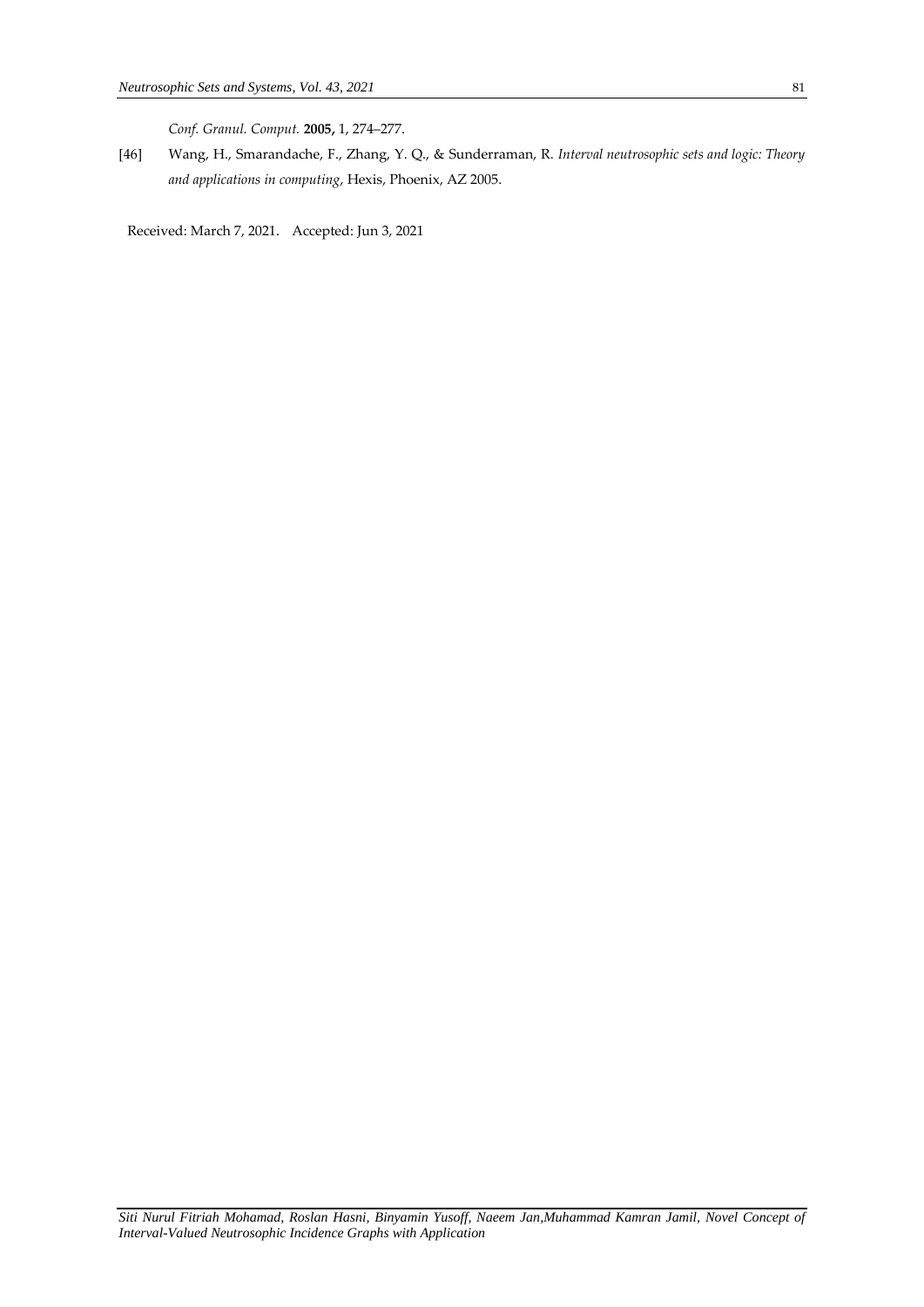*Conf. Granul. Comput.* **2005,** 1, 274–277.

[46] Wang, H., Smarandache, F., Zhang, Y. Q., & Sunderraman, R. *Interval neutrosophic sets and logic: Theory and applications in computing*, Hexis, Phoenix, AZ 2005.

Received: March 7, 2021. Accepted: Jun 3, 2021